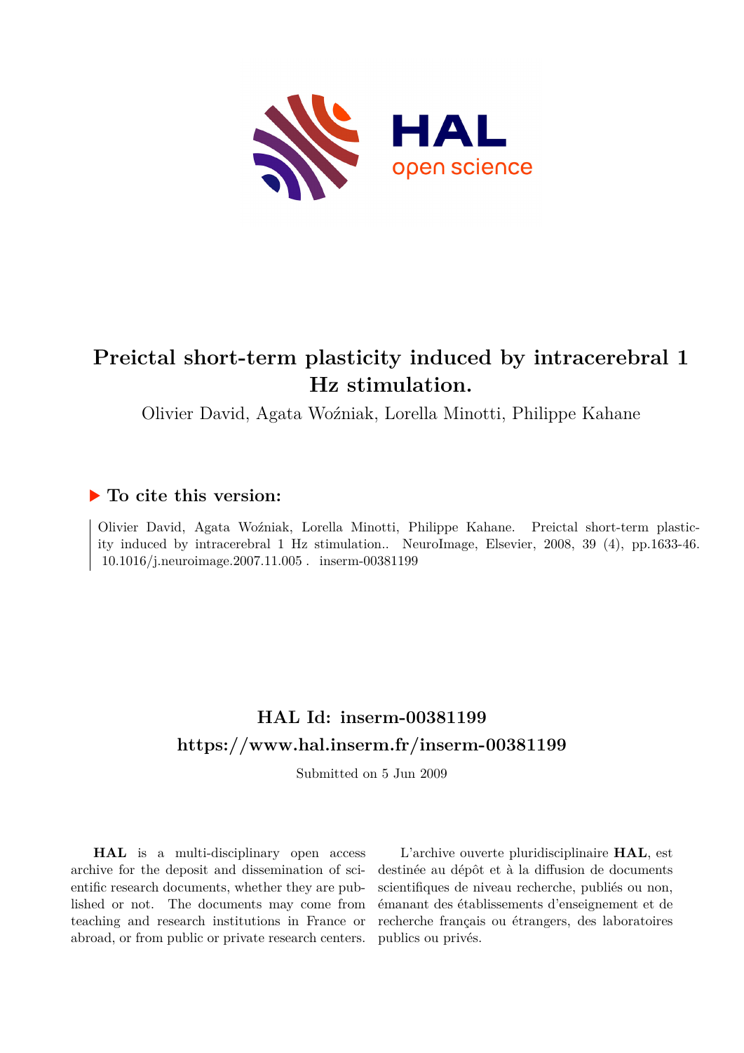# Preictal short-term plasticity induced by intracerebral 1 Hz stimulation.

Olivier David, Agata Woźniak, Lorella Minotti, Philippe Kahane

## ▶ To cite this version:

Olivier David, Agata Woźniak, Lorella Minotti, Philippe Kahane. Preictal short-term plasticity induced by intracerebral 1 Hz stimulation.. NeuroImage, Elsevier, 2008, 39 (4), pp.1633-46. 10.1016/j.neuroimage.2007.11.005 . inserm-00381199

## HAL Id: inserm-00381199

## https://www.hal.inserm.fr/inserm-00381199

Submitted on 5 Jun 2009

**HAL** is a multi-disciplinary open access archive for the deposit and dissemination of scientific research documents, whether they are published or not. The documents may come from teaching and research institutions in France or abroad, or from public or private research centers.

L'archive ouverte pluridisciplinaire **HAL**, est destinée au dépôt et à la diffusion de documents scientifiques de niveau recherche, publiés ou non, émanant des établissements d'enseignement et de recherche français ou étrangers, des laboratoires publics ou privés.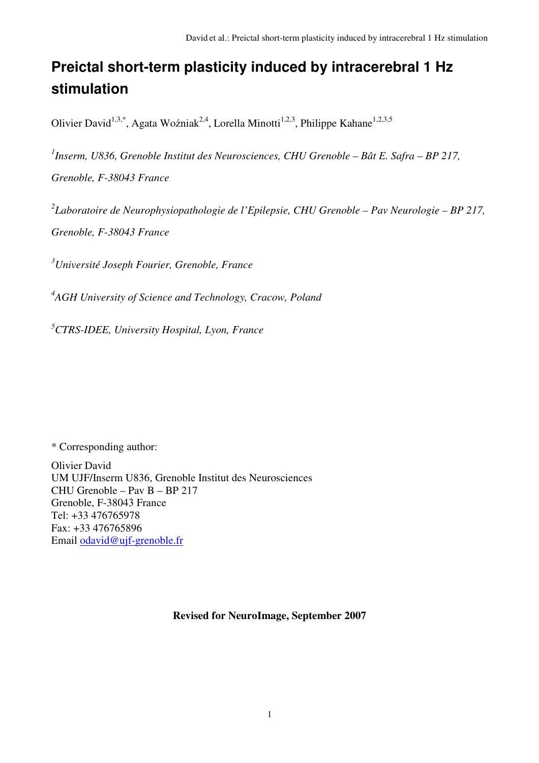# Preictal short-term plasticity induced by intracerebral 1 Hz stimulation

Olivier David[1,3,*], Agata Woźniak[2,4], Lorella Minotti[1,2,3], Philippe Kahane[1,2,3,5]

[1]*Inserm, U836, Grenoble Institut des Neurosciences, CHU Grenoble – Bât E. Safra – BP 217, Grenoble, F-38043 France*

[2]*Laboratoire de Neurophysiopathologie de l'Epilepsie, CHU Grenoble – Pav Neurologie – BP 217, Grenoble, F-38043 France*

[3]*Université Joseph Fourier, Grenoble, France*

[4]*AGH University of Science and Technology, Cracow, Poland*

[5]*CTRS-IDEE, University Hospital, Lyon, France*

\* Corresponding author:

Olivier David
UM UJF/Inserm U836, Grenoble Institut des Neurosciences
CHU Grenoble – Pav B – BP 217
Grenoble, F-38043 France
Tel: +33 476765978
Fax: +33 476765896
Email odavid@ujf-grenoble.fr

**Revised for NeuroImage, September 2007**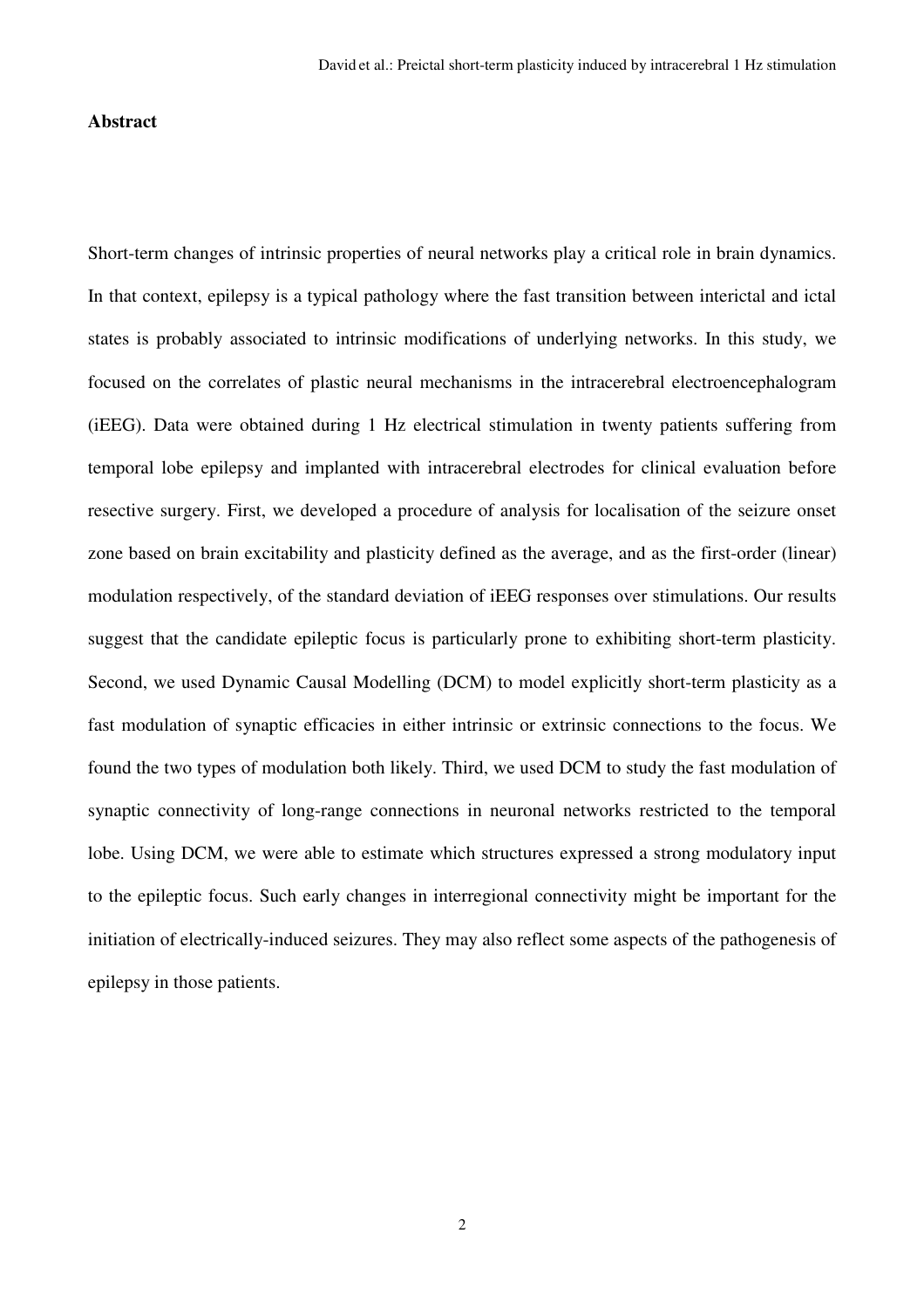## Abstract

Short-term changes of intrinsic properties of neural networks play a critical role in brain dynamics. In that context, epilepsy is a typical pathology where the fast transition between interictal and ictal states is probably associated to intrinsic modifications of underlying networks. In this study, we focused on the correlates of plastic neural mechanisms in the intracerebral electroencephalogram (iEEG). Data were obtained during 1 Hz electrical stimulation in twenty patients suffering from temporal lobe epilepsy and implanted with intracerebral electrodes for clinical evaluation before resective surgery. First, we developed a procedure of analysis for localisation of the seizure onset zone based on brain excitability and plasticity defined as the average, and as the first-order (linear) modulation respectively, of the standard deviation of iEEG responses over stimulations. Our results suggest that the candidate epileptic focus is particularly prone to exhibiting short-term plasticity. Second, we used Dynamic Causal Modelling (DCM) to model explicitly short-term plasticity as a fast modulation of synaptic efficacies in either intrinsic or extrinsic connections to the focus. We found the two types of modulation both likely. Third, we used DCM to study the fast modulation of synaptic connectivity of long-range connections in neuronal networks restricted to the temporal lobe. Using DCM, we were able to estimate which structures expressed a strong modulatory input to the epileptic focus. Such early changes in interregional connectivity might be important for the initiation of electrically-induced seizures. They may also reflect some aspects of the pathogenesis of epilepsy in those patients.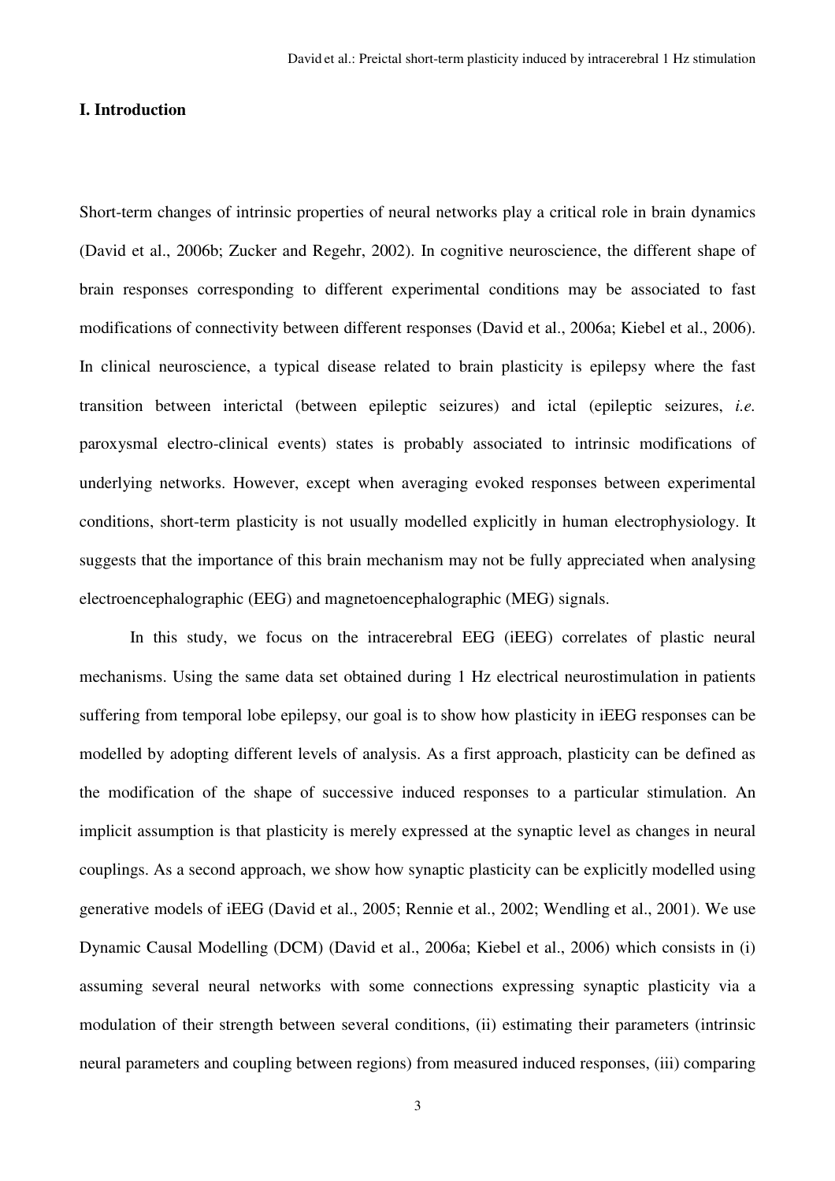## I. Introduction

Short-term changes of intrinsic properties of neural networks play a critical role in brain dynamics (David et al., 2006b; Zucker and Regehr, 2002). In cognitive neuroscience, the different shape of brain responses corresponding to different experimental conditions may be associated to fast modifications of connectivity between different responses (David et al., 2006a; Kiebel et al., 2006). In clinical neuroscience, a typical disease related to brain plasticity is epilepsy where the fast transition between interictal (between epileptic seizures) and ictal (epileptic seizures, *i.e.* paroxysmal electro-clinical events) states is probably associated to intrinsic modifications of underlying networks. However, except when averaging evoked responses between experimental conditions, short-term plasticity is not usually modelled explicitly in human electrophysiology. It suggests that the importance of this brain mechanism may not be fully appreciated when analysing electroencephalographic (EEG) and magnetoencephalographic (MEG) signals.

In this study, we focus on the intracerebral EEG (iEEG) correlates of plastic neural mechanisms. Using the same data set obtained during 1 Hz electrical neurostimulation in patients suffering from temporal lobe epilepsy, our goal is to show how plasticity in iEEG responses can be modelled by adopting different levels of analysis. As a first approach, plasticity can be defined as the modification of the shape of successive induced responses to a particular stimulation. An implicit assumption is that plasticity is merely expressed at the synaptic level as changes in neural couplings. As a second approach, we show how synaptic plasticity can be explicitly modelled using generative models of iEEG (David et al., 2005; Rennie et al., 2002; Wendling et al., 2001). We use Dynamic Causal Modelling (DCM) (David et al., 2006a; Kiebel et al., 2006) which consists in (i) assuming several neural networks with some connections expressing synaptic plasticity via a modulation of their strength between several conditions, (ii) estimating their parameters (intrinsic neural parameters and coupling between regions) from measured induced responses, (iii) comparing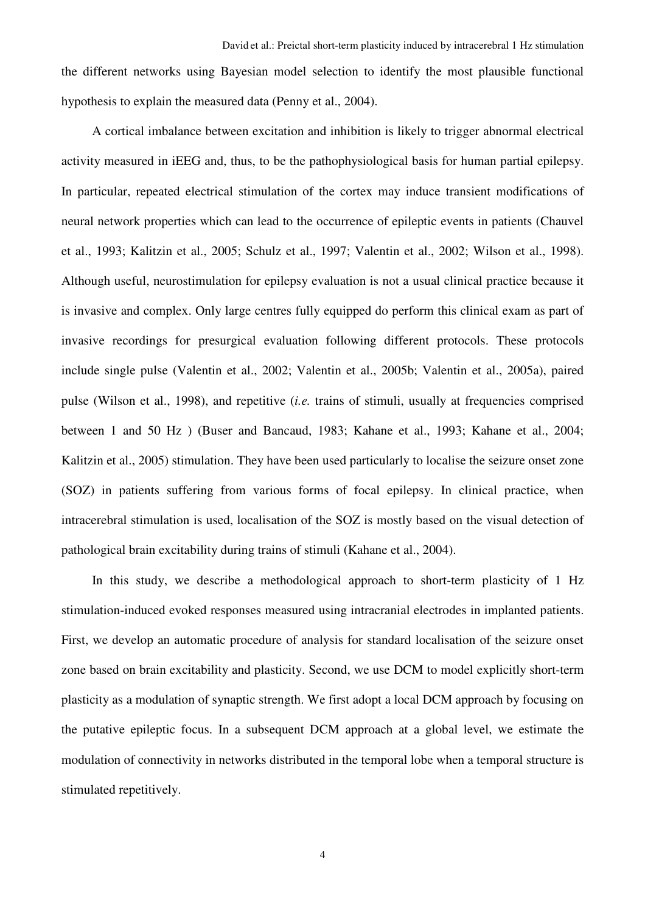the different networks using Bayesian model selection to identify the most plausible functional hypothesis to explain the measured data (Penny et al., 2004).

A cortical imbalance between excitation and inhibition is likely to trigger abnormal electrical activity measured in iEEG and, thus, to be the pathophysiological basis for human partial epilepsy. In particular, repeated electrical stimulation of the cortex may induce transient modifications of neural network properties which can lead to the occurrence of epileptic events in patients (Chauvel et al., 1993; Kalitzin et al., 2005; Schulz et al., 1997; Valentin et al., 2002; Wilson et al., 1998). Although useful, neurostimulation for epilepsy evaluation is not a usual clinical practice because it is invasive and complex. Only large centres fully equipped do perform this clinical exam as part of invasive recordings for presurgical evaluation following different protocols. These protocols include single pulse (Valentin et al., 2002; Valentin et al., 2005b; Valentin et al., 2005a), paired pulse (Wilson et al., 1998), and repetitive (*i.e.* trains of stimuli, usually at frequencies comprised between 1 and 50 Hz ) (Buser and Bancaud, 1983; Kahane et al., 1993; Kahane et al., 2004; Kalitzin et al., 2005) stimulation. They have been used particularly to localise the seizure onset zone (SOZ) in patients suffering from various forms of focal epilepsy. In clinical practice, when intracerebral stimulation is used, localisation of the SOZ is mostly based on the visual detection of pathological brain excitability during trains of stimuli (Kahane et al., 2004).

In this study, we describe a methodological approach to short-term plasticity of 1 Hz stimulation-induced evoked responses measured using intracranial electrodes in implanted patients. First, we develop an automatic procedure of analysis for standard localisation of the seizure onset zone based on brain excitability and plasticity. Second, we use DCM to model explicitly short-term plasticity as a modulation of synaptic strength. We first adopt a local DCM approach by focusing on the putative epileptic focus. In a subsequent DCM approach at a global level, we estimate the modulation of connectivity in networks distributed in the temporal lobe when a temporal structure is stimulated repetitively.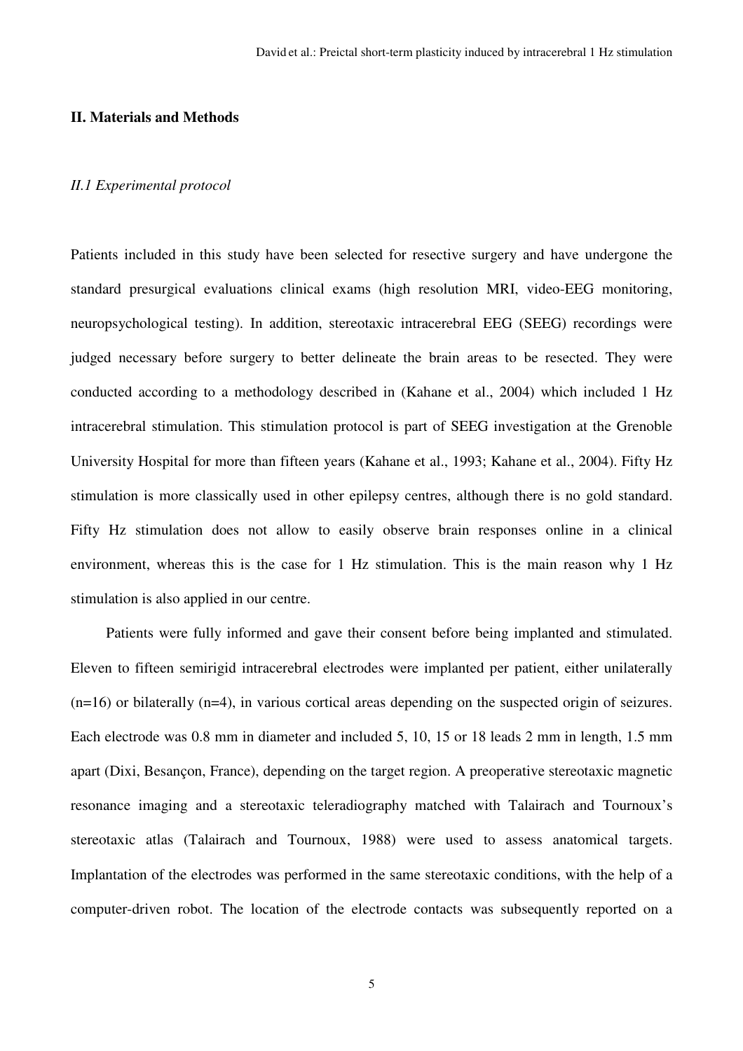## II. Materials and Methods

### *II.1 Experimental protocol*

Patients included in this study have been selected for resective surgery and have undergone the standard presurgical evaluations clinical exams (high resolution MRI, video-EEG monitoring, neuropsychological testing). In addition, stereotaxic intracerebral EEG (SEEG) recordings were judged necessary before surgery to better delineate the brain areas to be resected. They were conducted according to a methodology described in (Kahane et al., 2004) which included 1 Hz intracerebral stimulation. This stimulation protocol is part of SEEG investigation at the Grenoble University Hospital for more than fifteen years (Kahane et al., 1993; Kahane et al., 2004). Fifty Hz stimulation is more classically used in other epilepsy centres, although there is no gold standard. Fifty Hz stimulation does not allow to easily observe brain responses online in a clinical environment, whereas this is the case for 1 Hz stimulation. This is the main reason why 1 Hz stimulation is also applied in our centre.

Patients were fully informed and gave their consent before being implanted and stimulated. Eleven to fifteen semirigid intracerebral electrodes were implanted per patient, either unilaterally (n=16) or bilaterally (n=4), in various cortical areas depending on the suspected origin of seizures. Each electrode was 0.8 mm in diameter and included 5, 10, 15 or 18 leads 2 mm in length, 1.5 mm apart (Dixi, Besançon, France), depending on the target region. A preoperative stereotaxic magnetic resonance imaging and a stereotaxic teleradiography matched with Talairach and Tournoux's stereotaxic atlas (Talairach and Tournoux, 1988) were used to assess anatomical targets. Implantation of the electrodes was performed in the same stereotaxic conditions, with the help of a computer-driven robot. The location of the electrode contacts was subsequently reported on a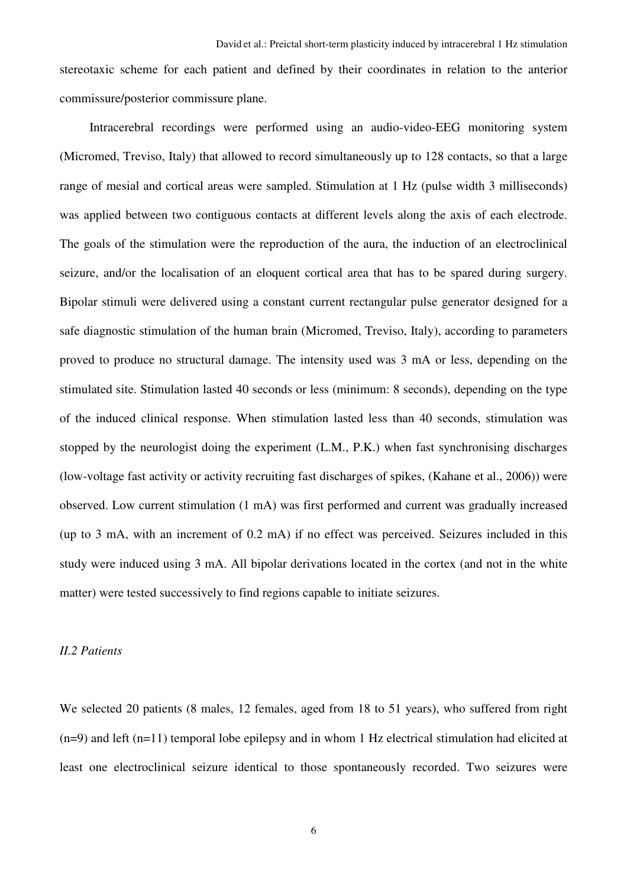stereotaxic scheme for each patient and defined by their coordinates in relation to the anterior commissure/posterior commissure plane.

Intracerebral recordings were performed using an audio-video-EEG monitoring system (Micromed, Treviso, Italy) that allowed to record simultaneously up to 128 contacts, so that a large range of mesial and cortical areas were sampled. Stimulation at 1 Hz (pulse width 3 milliseconds) was applied between two contiguous contacts at different levels along the axis of each electrode. The goals of the stimulation were the reproduction of the aura, the induction of an electroclinical seizure, and/or the localisation of an eloquent cortical area that has to be spared during surgery. Bipolar stimuli were delivered using a constant current rectangular pulse generator designed for a safe diagnostic stimulation of the human brain (Micromed, Treviso, Italy), according to parameters proved to produce no structural damage. The intensity used was 3 mA or less, depending on the stimulated site. Stimulation lasted 40 seconds or less (minimum: 8 seconds), depending on the type of the induced clinical response. When stimulation lasted less than 40 seconds, stimulation was stopped by the neurologist doing the experiment (L.M., P.K.) when fast synchronising discharges (low-voltage fast activity or activity recruiting fast discharges of spikes, (Kahane et al., 2006)) were observed. Low current stimulation (1 mA) was first performed and current was gradually increased (up to 3 mA, with an increment of 0.2 mA) if no effect was perceived. Seizures included in this study were induced using 3 mA. All bipolar derivations located in the cortex (and not in the white matter) were tested successively to find regions capable to initiate seizures.

### *II.2 Patients*

We selected 20 patients (8 males, 12 females, aged from 18 to 51 years), who suffered from right (n=9) and left (n=11) temporal lobe epilepsy and in whom 1 Hz electrical stimulation had elicited at least one electroclinical seizure identical to those spontaneously recorded. Two seizures were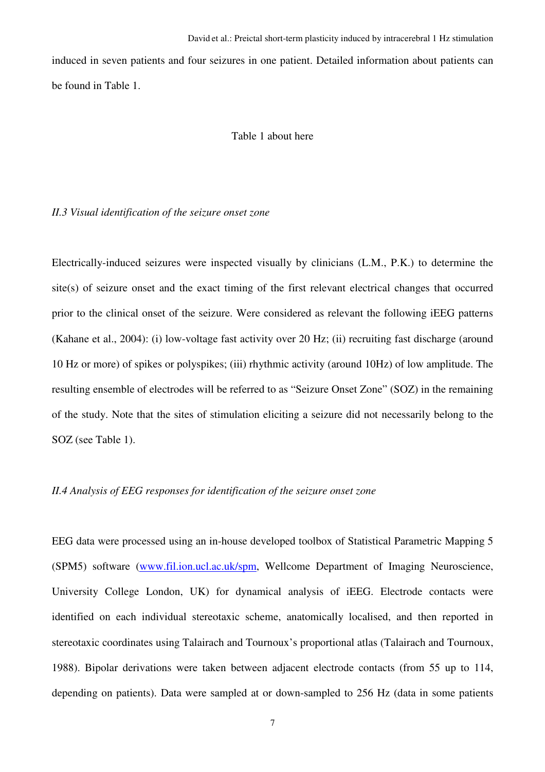induced in seven patients and four seizures in one patient. Detailed information about patients can be found in Table 1.

Table 1 about here

### *II.3 Visual identification of the seizure onset zone*

Electrically-induced seizures were inspected visually by clinicians (L.M., P.K.) to determine the site(s) of seizure onset and the exact timing of the first relevant electrical changes that occurred prior to the clinical onset of the seizure. Were considered as relevant the following iEEG patterns (Kahane et al., 2004): (i) low-voltage fast activity over 20 Hz; (ii) recruiting fast discharge (around 10 Hz or more) of spikes or polyspikes; (iii) rhythmic activity (around 10Hz) of low amplitude. The resulting ensemble of electrodes will be referred to as "Seizure Onset Zone" (SOZ) in the remaining of the study. Note that the sites of stimulation eliciting a seizure did not necessarily belong to the SOZ (see Table 1).

### *II.4 Analysis of EEG responses for identification of the seizure onset zone*

EEG data were processed using an in-house developed toolbox of Statistical Parametric Mapping 5 (SPM5) software (www.fil.ion.ucl.ac.uk/spm, Wellcome Department of Imaging Neuroscience, University College London, UK) for dynamical analysis of iEEG. Electrode contacts were identified on each individual stereotaxic scheme, anatomically localised, and then reported in stereotaxic coordinates using Talairach and Tournoux's proportional atlas (Talairach and Tournoux, 1988). Bipolar derivations were taken between adjacent electrode contacts (from 55 up to 114, depending on patients). Data were sampled at or down-sampled to 256 Hz (data in some patients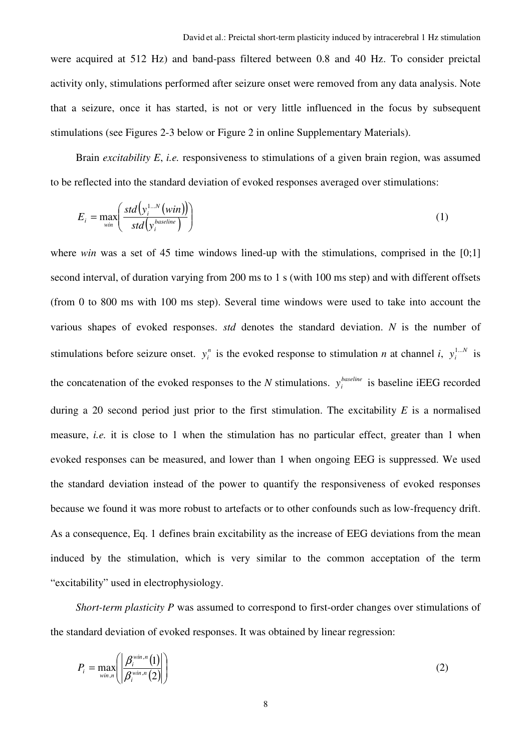were acquired at 512 Hz) and band-pass filtered between 0.8 and 40 Hz. To consider preictal activity only, stimulations performed after seizure onset were removed from any data analysis. Note that a seizure, once it has started, is not or very little influenced in the focus by subsequent stimulations (see Figures 2-3 below or Figure 2 in online Supplementary Materials).

Brain *excitability E*, *i.e.* responsiveness to stimulations of a given brain region, was assumed to be reflected into the standard deviation of evoked responses averaged over stimulations:

$$E_i = \max_{win}\left(\frac{std\left(y_i^{1\ldots N}(win)\right)}{std\left(y_i^{baseline}\right)}\right) \tag{1}$$

where *win* was a set of 45 time windows lined-up with the stimulations, comprised in the [0;1] second interval, of duration varying from 200 ms to 1 s (with 100 ms step) and with different offsets (from 0 to 800 ms with 100 ms step). Several time windows were used to take into account the various shapes of evoked responses. *std* denotes the standard deviation. *N* is the number of stimulations before seizure onset. $y_i^n$ is the evoked response to stimulation *n* at channel *i*, $y_i^{1\ldots N}$ is the concatenation of the evoked responses to the *N* stimulations. $y_i^{baseline}$ is baseline iEEG recorded during a 20 second period just prior to the first stimulation. The excitability *E* is a normalised measure, *i.e.* it is close to 1 when the stimulation has no particular effect, greater than 1 when evoked responses can be measured, and lower than 1 when ongoing EEG is suppressed. We used the standard deviation instead of the power to quantify the responsiveness of evoked responses because we found it was more robust to artefacts or to other confounds such as low-frequency drift. As a consequence, Eq. 1 defines brain excitability as the increase of EEG deviations from the mean induced by the stimulation, which is very similar to the common acceptation of the term "excitability" used in electrophysiology.

*Short-term plasticity P* was assumed to correspond to first-order changes over stimulations of the standard deviation of evoked responses. It was obtained by linear regression:

$$P_i = \max_{win,n}\left(\left|\frac{\beta_i^{win,n}(1)}{\beta_i^{win,n}(2)}\right|\right) \tag{2}$$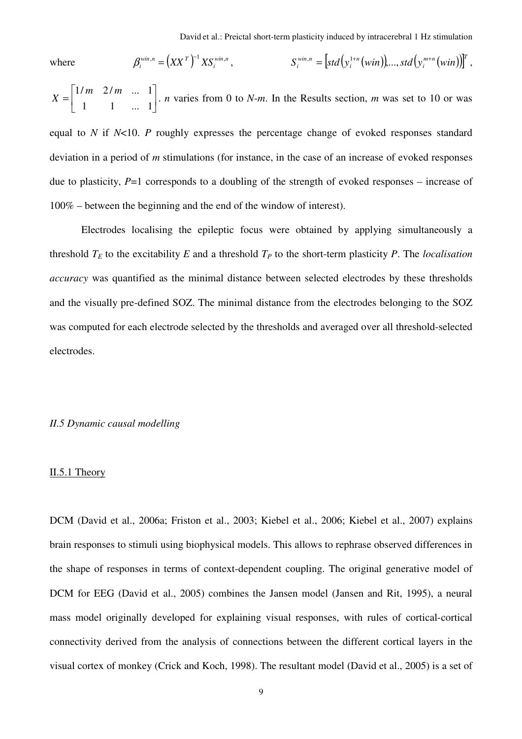where $\beta_i^{win,n} = \left(XX^T\right)^{-1} XS_i^{win,n}$, $S_i^{win,n} = \left[std\left(y_i^{1+n}(win)\right), ..., std\left(y_i^{m+n}(win)\right)\right]^T$,

$X = \begin{bmatrix} 1/m & 2/m & ... & 1 \\ 1 & 1 & ... & 1 \end{bmatrix}$. $n$ varies from 0 to $N$-$m$. In the Results section, $m$ was set to 10 or was equal to $N$ if $N$<10. $P$ roughly expresses the percentage change of evoked responses standard deviation in a period of $m$ stimulations (for instance, in the case of an increase of evoked responses due to plasticity, $P$=1 corresponds to a doubling of the strength of evoked responses – increase of 100% – between the beginning and the end of the window of interest).

Electrodes localising the epileptic focus were obtained by applying simultaneously a threshold $T_E$ to the excitability $E$ and a threshold $T_P$ to the short-term plasticity $P$. The *localisation accuracy* was quantified as the minimal distance between selected electrodes by these thresholds and the visually pre-defined SOZ. The minimal distance from the electrodes belonging to the SOZ was computed for each electrode selected by the thresholds and averaged over all threshold-selected electrodes.

### *II.5 Dynamic causal modelling*

#### II.5.1 Theory

DCM (David et al., 2006a; Friston et al., 2003; Kiebel et al., 2006; Kiebel et al., 2007) explains brain responses to stimuli using biophysical models. This allows to rephrase observed differences in the shape of responses in terms of context-dependent coupling. The original generative model of DCM for EEG (David et al., 2005) combines the Jansen model (Jansen and Rit, 1995), a neural mass model originally developed for explaining visual responses, with rules of cortical-cortical connectivity derived from the analysis of connections between the different cortical layers in the visual cortex of monkey (Crick and Koch, 1998). The resultant model (David et al., 2005) is a set of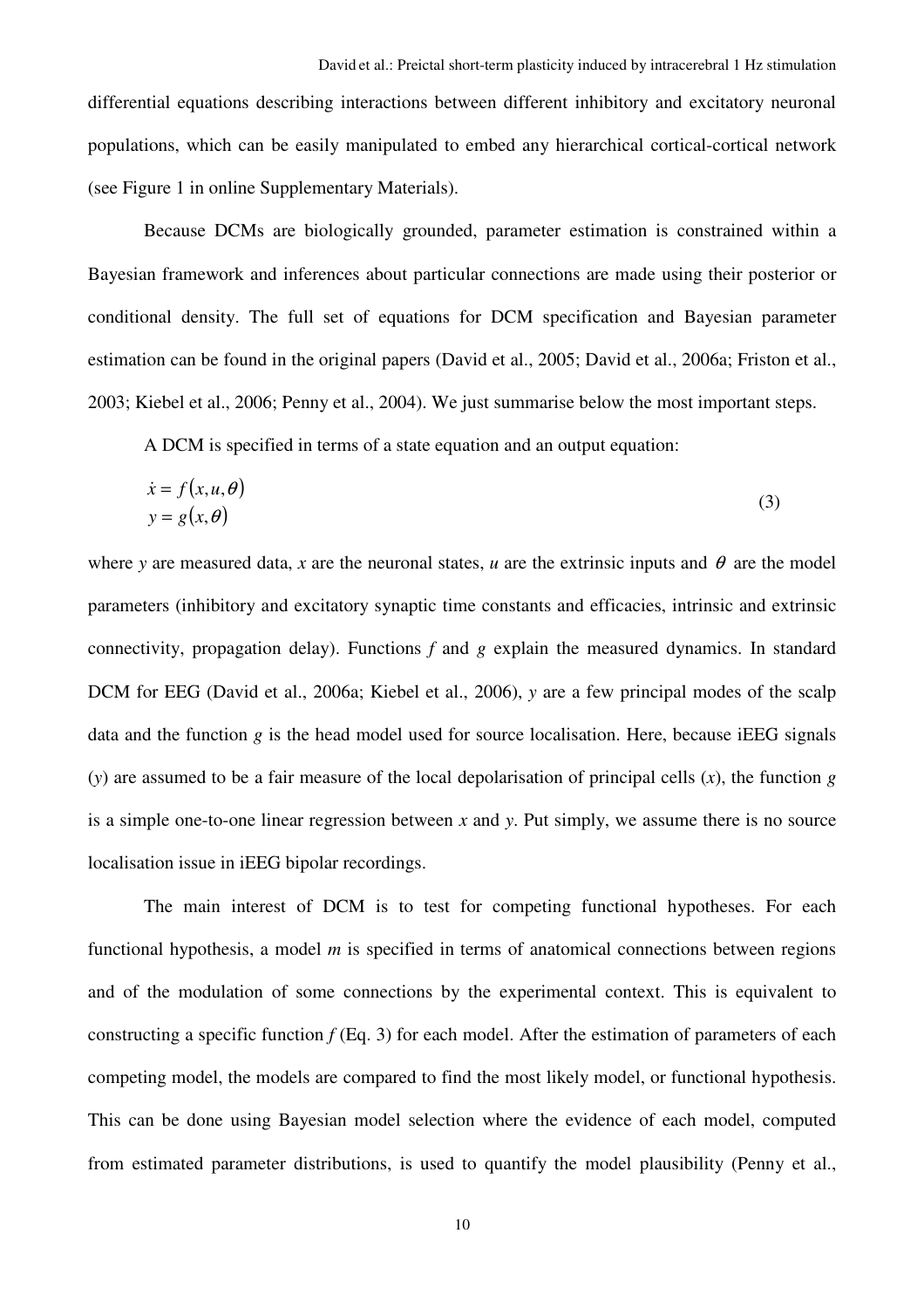differential equations describing interactions between different inhibitory and excitatory neuronal populations, which can be easily manipulated to embed any hierarchical cortical-cortical network (see Figure 1 in online Supplementary Materials).

Because DCMs are biologically grounded, parameter estimation is constrained within a Bayesian framework and inferences about particular connections are made using their posterior or conditional density. The full set of equations for DCM specification and Bayesian parameter estimation can be found in the original papers (David et al., 2005; David et al., 2006a; Friston et al., 2003; Kiebel et al., 2006; Penny et al., 2004). We just summarise below the most important steps.

A DCM is specified in terms of a state equation and an output equation:

$$\begin{aligned} \dot{x} &= f(x, u, \theta) \\ y &= g(x, \theta) \end{aligned} \tag{3}$$

where $y$ are measured data, $x$ are the neuronal states, $u$ are the extrinsic inputs and $\theta$ are the model parameters (inhibitory and excitatory synaptic time constants and efficacies, intrinsic and extrinsic connectivity, propagation delay). Functions $f$ and $g$ explain the measured dynamics. In standard DCM for EEG (David et al., 2006a; Kiebel et al., 2006), $y$ are a few principal modes of the scalp data and the function $g$ is the head model used for source localisation. Here, because iEEG signals ($y$) are assumed to be a fair measure of the local depolarisation of principal cells ($x$), the function $g$ is a simple one-to-one linear regression between $x$ and $y$. Put simply, we assume there is no source localisation issue in iEEG bipolar recordings.

The main interest of DCM is to test for competing functional hypotheses. For each functional hypothesis, a model $m$ is specified in terms of anatomical connections between regions and of the modulation of some connections by the experimental context. This is equivalent to constructing a specific function $f$ (Eq. 3) for each model. After the estimation of parameters of each competing model, the models are compared to find the most likely model, or functional hypothesis. This can be done using Bayesian model selection where the evidence of each model, computed from estimated parameter distributions, is used to quantify the model plausibility (Penny et al.,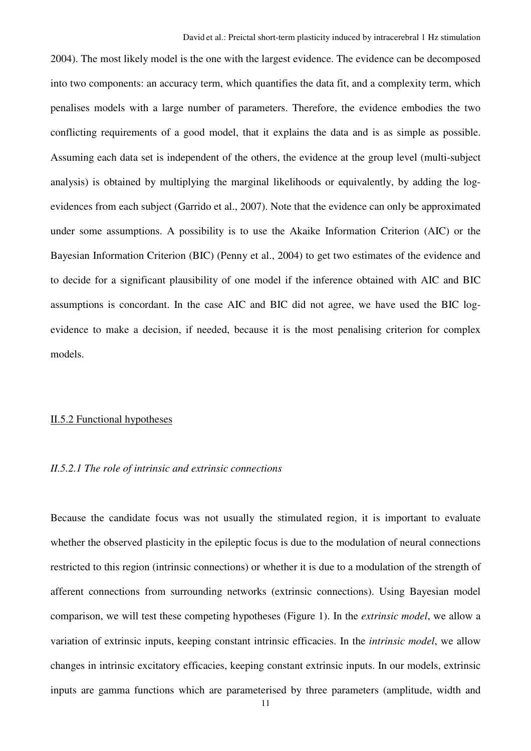2004). The most likely model is the one with the largest evidence. The evidence can be decomposed into two components: an accuracy term, which quantifies the data fit, and a complexity term, which penalises models with a large number of parameters. Therefore, the evidence embodies the two conflicting requirements of a good model, that it explains the data and is as simple as possible. Assuming each data set is independent of the others, the evidence at the group level (multi-subject analysis) is obtained by multiplying the marginal likelihoods or equivalently, by adding the log-evidences from each subject (Garrido et al., 2007). Note that the evidence can only be approximated under some assumptions. A possibility is to use the Akaike Information Criterion (AIC) or the Bayesian Information Criterion (BIC) (Penny et al., 2004) to get two estimates of the evidence and to decide for a significant plausibility of one model if the inference obtained with AIC and BIC assumptions is concordant. In the case AIC and BIC did not agree, we have used the BIC log-evidence to make a decision, if needed, because it is the most penalising criterion for complex models.

### II.5.2 Functional hypotheses

#### *II.5.2.1 The role of intrinsic and extrinsic connections*

Because the candidate focus was not usually the stimulated region, it is important to evaluate whether the observed plasticity in the epileptic focus is due to the modulation of neural connections restricted to this region (intrinsic connections) or whether it is due to a modulation of the strength of afferent connections from surrounding networks (extrinsic connections). Using Bayesian model comparison, we will test these competing hypotheses (Figure 1). In the *extrinsic model*, we allow a variation of extrinsic inputs, keeping constant intrinsic efficacies. In the *intrinsic model*, we allow changes in intrinsic excitatory efficacies, keeping constant extrinsic inputs. In our models, extrinsic inputs are gamma functions which are parameterised by three parameters (amplitude, width and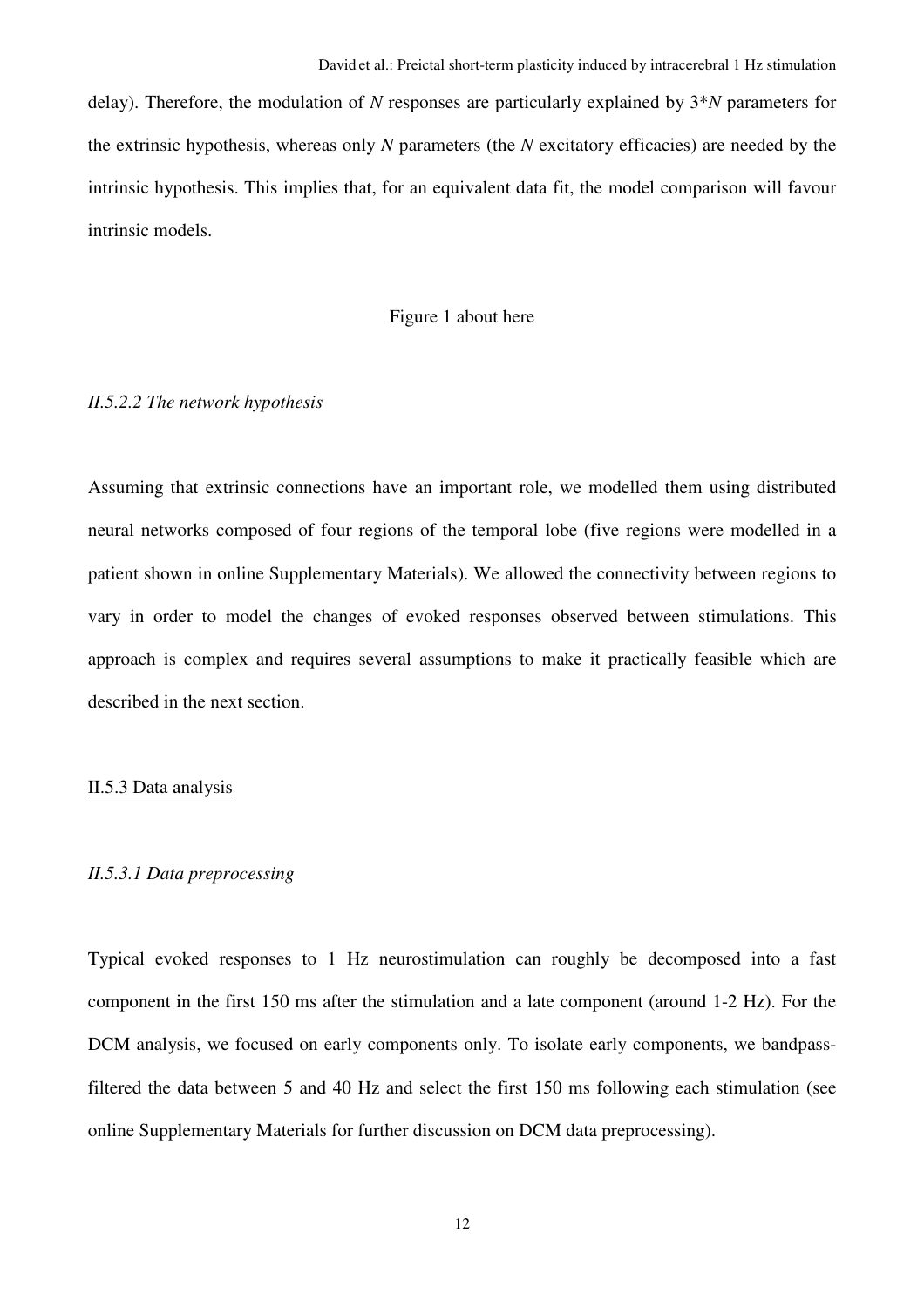delay). Therefore, the modulation of $N$ responses are particularly explained by $3*N$ parameters for the extrinsic hypothesis, whereas only $N$ parameters (the $N$ excitatory efficacies) are needed by the intrinsic hypothesis. This implies that, for an equivalent data fit, the model comparison will favour intrinsic models.

Figure 1 about here

#### *II.5.2.2 The network hypothesis*

Assuming that extrinsic connections have an important role, we modelled them using distributed neural networks composed of four regions of the temporal lobe (five regions were modelled in a patient shown in online Supplementary Materials). We allowed the connectivity between regions to vary in order to model the changes of evoked responses observed between stimulations. This approach is complex and requires several assumptions to make it practically feasible which are described in the next section.

### II.5.3 Data analysis

#### *II.5.3.1 Data preprocessing*

Typical evoked responses to 1 Hz neurostimulation can roughly be decomposed into a fast component in the first 150 ms after the stimulation and a late component (around 1-2 Hz). For the DCM analysis, we focused on early components only. To isolate early components, we bandpass-filtered the data between 5 and 40 Hz and select the first 150 ms following each stimulation (see online Supplementary Materials for further discussion on DCM data preprocessing).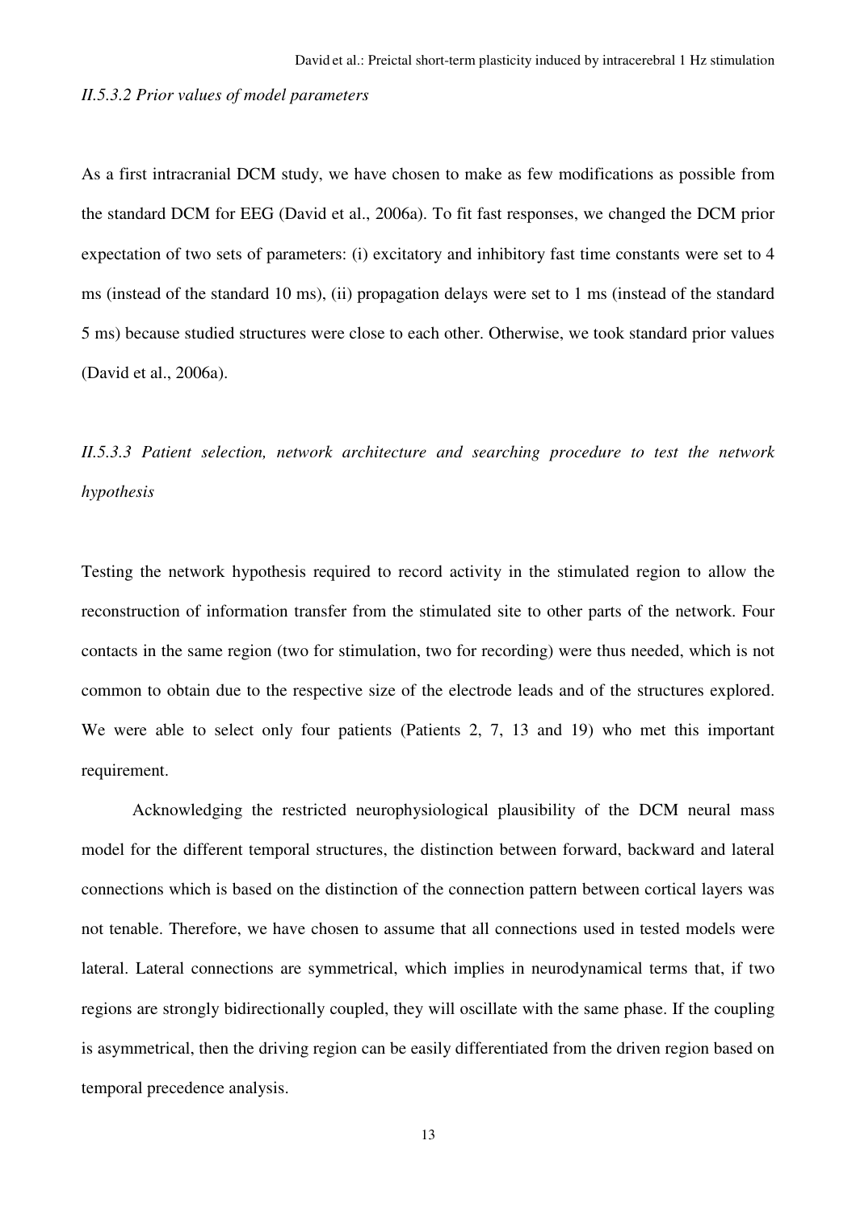*II.5.3.2 Prior values of model parameters*

As a first intracranial DCM study, we have chosen to make as few modifications as possible from the standard DCM for EEG (David et al., 2006a). To fit fast responses, we changed the DCM prior expectation of two sets of parameters: (i) excitatory and inhibitory fast time constants were set to 4 ms (instead of the standard 10 ms), (ii) propagation delays were set to 1 ms (instead of the standard 5 ms) because studied structures were close to each other. Otherwise, we took standard prior values (David et al., 2006a).

*II.5.3.3 Patient selection, network architecture and searching procedure to test the network hypothesis*

Testing the network hypothesis required to record activity in the stimulated region to allow the reconstruction of information transfer from the stimulated site to other parts of the network. Four contacts in the same region (two for stimulation, two for recording) were thus needed, which is not common to obtain due to the respective size of the electrode leads and of the structures explored. We were able to select only four patients (Patients 2, 7, 13 and 19) who met this important requirement.

Acknowledging the restricted neurophysiological plausibility of the DCM neural mass model for the different temporal structures, the distinction between forward, backward and lateral connections which is based on the distinction of the connection pattern between cortical layers was not tenable. Therefore, we have chosen to assume that all connections used in tested models were lateral. Lateral connections are symmetrical, which implies in neurodynamical terms that, if two regions are strongly bidirectionally coupled, they will oscillate with the same phase. If the coupling is asymmetrical, then the driving region can be easily differentiated from the driven region based on temporal precedence analysis.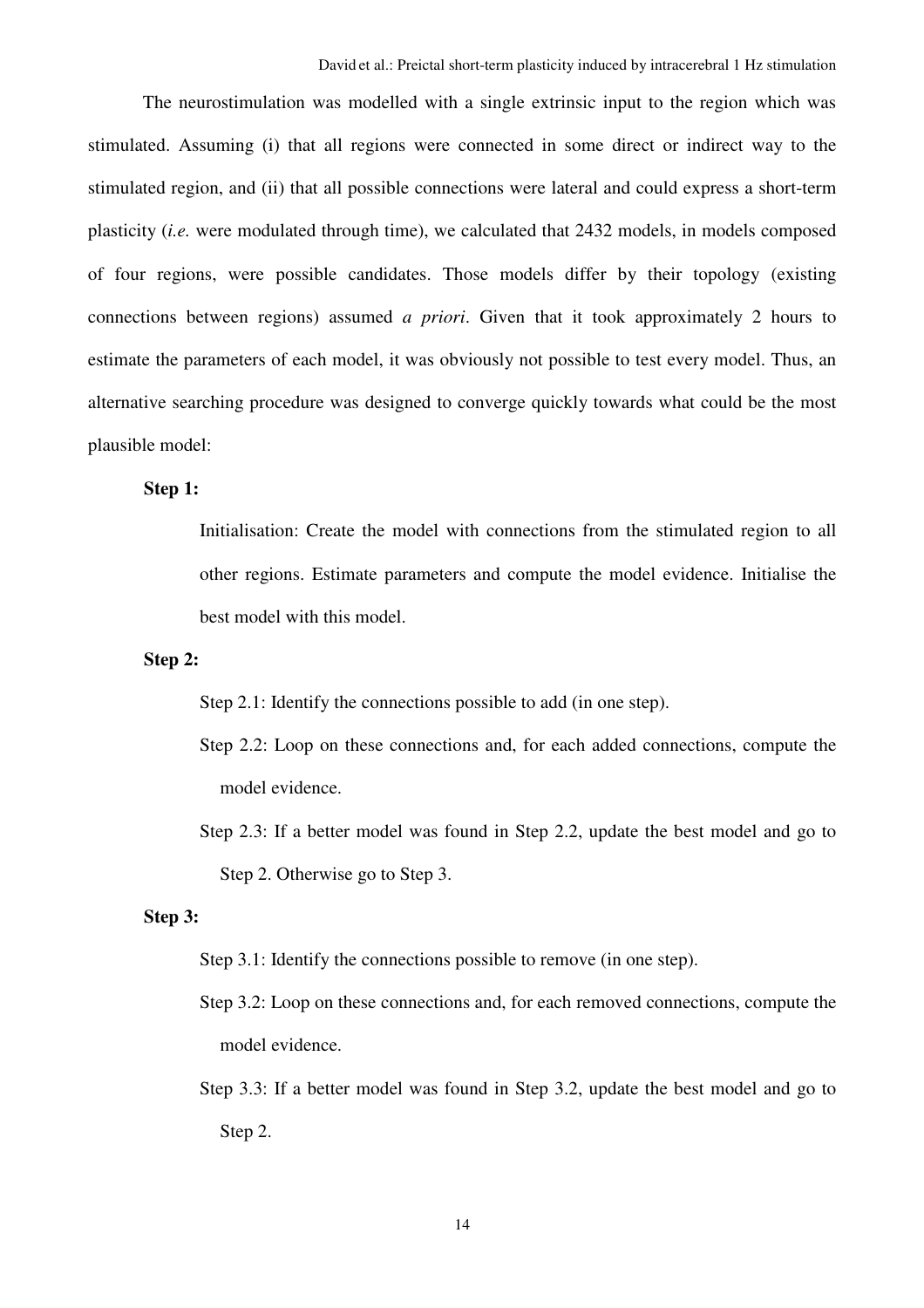The neurostimulation was modelled with a single extrinsic input to the region which was stimulated. Assuming (i) that all regions were connected in some direct or indirect way to the stimulated region, and (ii) that all possible connections were lateral and could express a short-term plasticity (*i.e.* were modulated through time), we calculated that 2432 models, in models composed of four regions, were possible candidates. Those models differ by their topology (existing connections between regions) assumed *a priori*. Given that it took approximately 2 hours to estimate the parameters of each model, it was obviously not possible to test every model. Thus, an alternative searching procedure was designed to converge quickly towards what could be the most plausible model:

**Step 1:**

Initialisation: Create the model with connections from the stimulated region to all other regions. Estimate parameters and compute the model evidence. Initialise the best model with this model.

**Step 2:**

Step 2.1: Identify the connections possible to add (in one step).

Step 2.2: Loop on these connections and, for each added connections, compute the model evidence.

Step 2.3: If a better model was found in Step 2.2, update the best model and go to Step 2. Otherwise go to Step 3.

**Step 3:**

Step 3.1: Identify the connections possible to remove (in one step).

Step 3.2: Loop on these connections and, for each removed connections, compute the model evidence.

Step 3.3: If a better model was found in Step 3.2, update the best model and go to Step 2.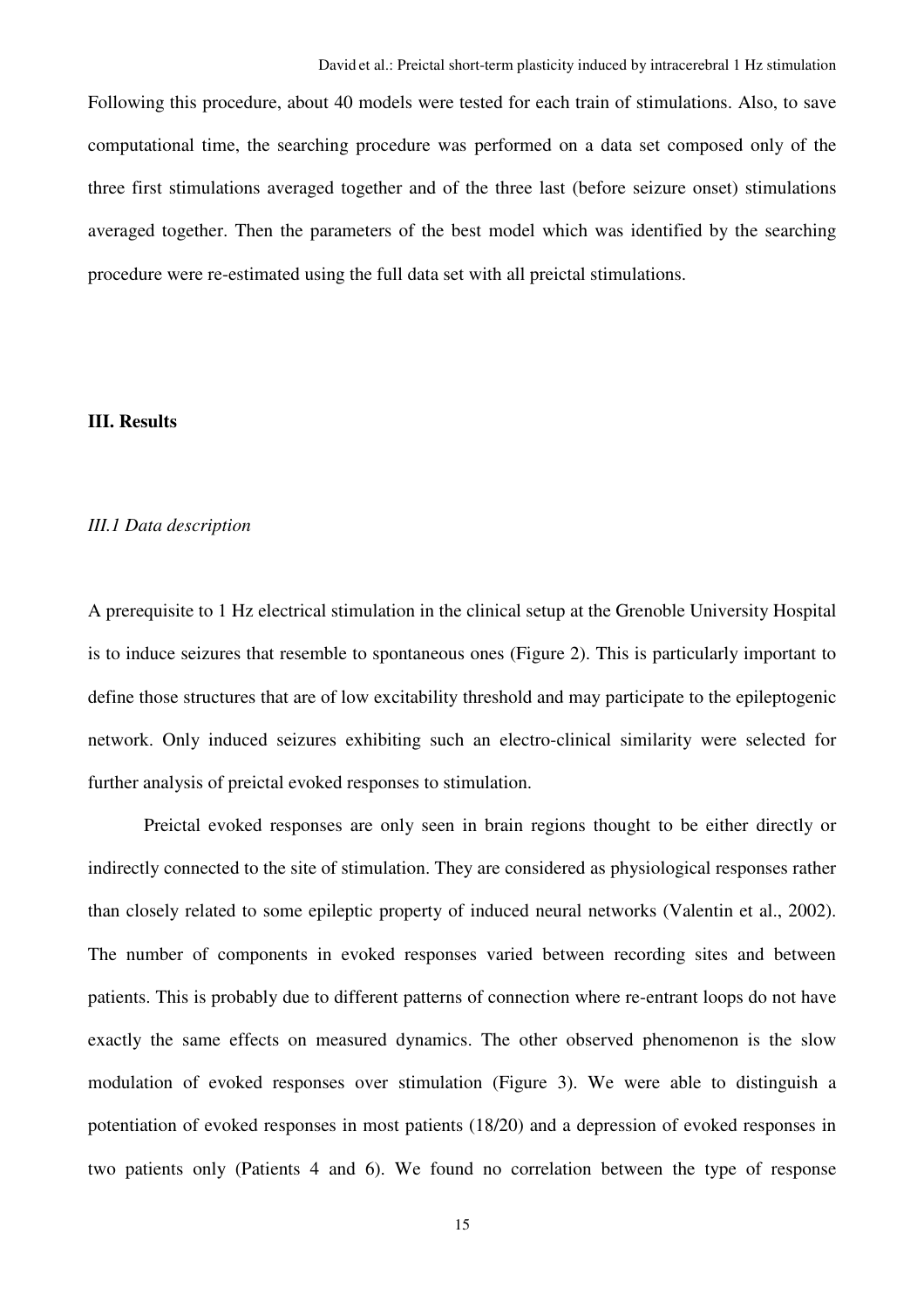Following this procedure, about 40 models were tested for each train of stimulations. Also, to save computational time, the searching procedure was performed on a data set composed only of the three first stimulations averaged together and of the three last (before seizure onset) stimulations averaged together. Then the parameters of the best model which was identified by the searching procedure were re-estimated using the full data set with all preictal stimulations.

## III. Results

### *III.1 Data description*

A prerequisite to 1 Hz electrical stimulation in the clinical setup at the Grenoble University Hospital is to induce seizures that resemble to spontaneous ones (Figure 2). This is particularly important to define those structures that are of low excitability threshold and may participate to the epileptogenic network. Only induced seizures exhibiting such an electro-clinical similarity were selected for further analysis of preictal evoked responses to stimulation.

Preictal evoked responses are only seen in brain regions thought to be either directly or indirectly connected to the site of stimulation. They are considered as physiological responses rather than closely related to some epileptic property of induced neural networks (Valentin et al., 2002). The number of components in evoked responses varied between recording sites and between patients. This is probably due to different patterns of connection where re-entrant loops do not have exactly the same effects on measured dynamics. The other observed phenomenon is the slow modulation of evoked responses over stimulation (Figure 3). We were able to distinguish a potentiation of evoked responses in most patients (18/20) and a depression of evoked responses in two patients only (Patients 4 and 6). We found no correlation between the type of response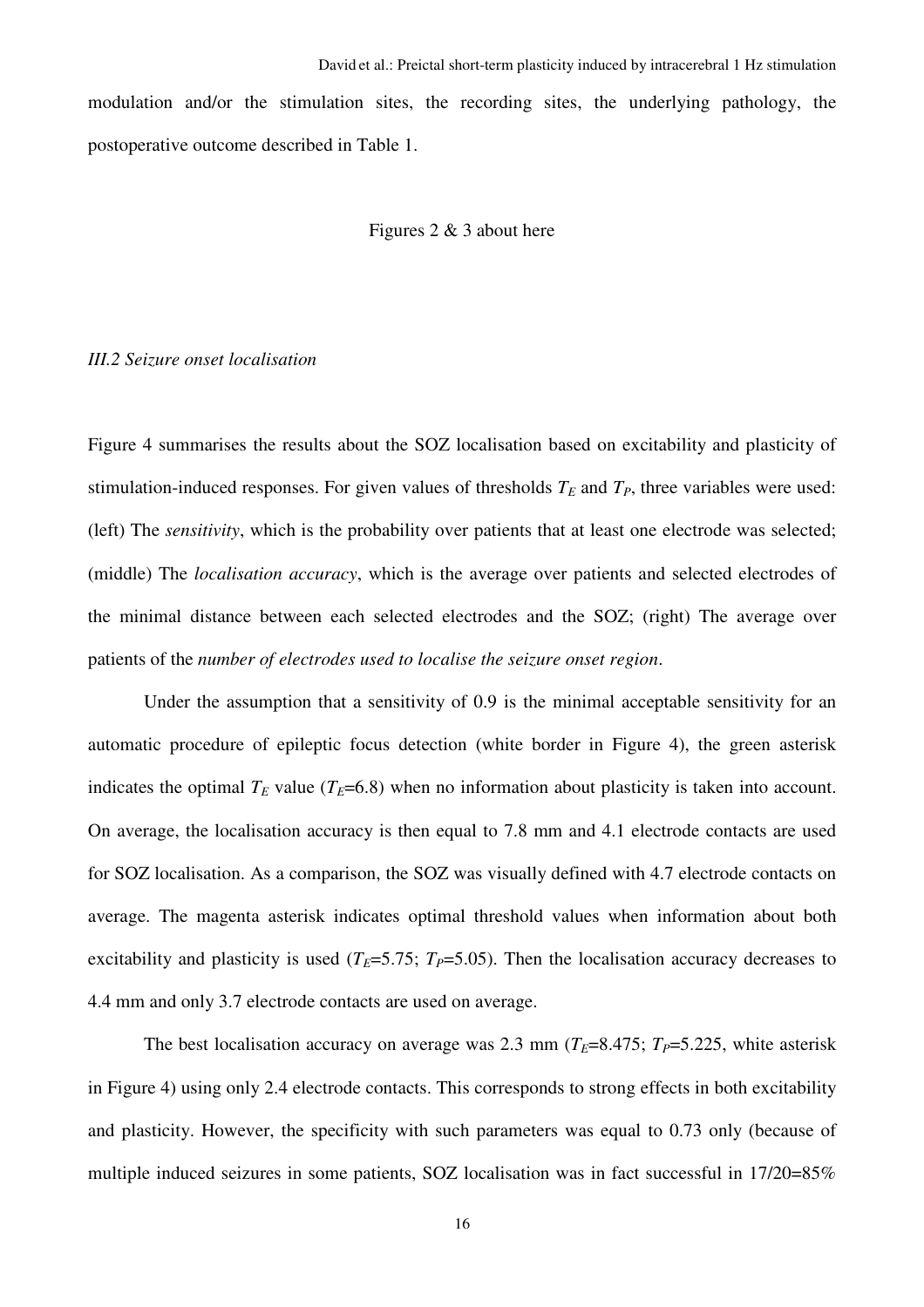modulation and/or the stimulation sites, the recording sites, the underlying pathology, the postoperative outcome described in Table 1.

Figures 2 & 3 about here

### *III.2 Seizure onset localisation*

Figure 4 summarises the results about the SOZ localisation based on excitability and plasticity of stimulation-induced responses. For given values of thresholds $T_E$ and $T_P$, three variables were used: (left) The *sensitivity*, which is the probability over patients that at least one electrode was selected; (middle) The *localisation accuracy*, which is the average over patients and selected electrodes of the minimal distance between each selected electrodes and the SOZ; (right) The average over patients of the *number of electrodes used to localise the seizure onset region*.

Under the assumption that a sensitivity of 0.9 is the minimal acceptable sensitivity for an automatic procedure of epileptic focus detection (white border in Figure 4), the green asterisk indicates the optimal $T_E$ value ($T_E$=6.8) when no information about plasticity is taken into account. On average, the localisation accuracy is then equal to 7.8 mm and 4.1 electrode contacts are used for SOZ localisation. As a comparison, the SOZ was visually defined with 4.7 electrode contacts on average. The magenta asterisk indicates optimal threshold values when information about both excitability and plasticity is used ($T_E$=5.75; $T_P$=5.05). Then the localisation accuracy decreases to 4.4 mm and only 3.7 electrode contacts are used on average.

The best localisation accuracy on average was 2.3 mm ($T_E$=8.475; $T_P$=5.225, white asterisk in Figure 4) using only 2.4 electrode contacts. This corresponds to strong effects in both excitability and plasticity. However, the specificity with such parameters was equal to 0.73 only (because of multiple induced seizures in some patients, SOZ localisation was in fact successful in 17/20=85%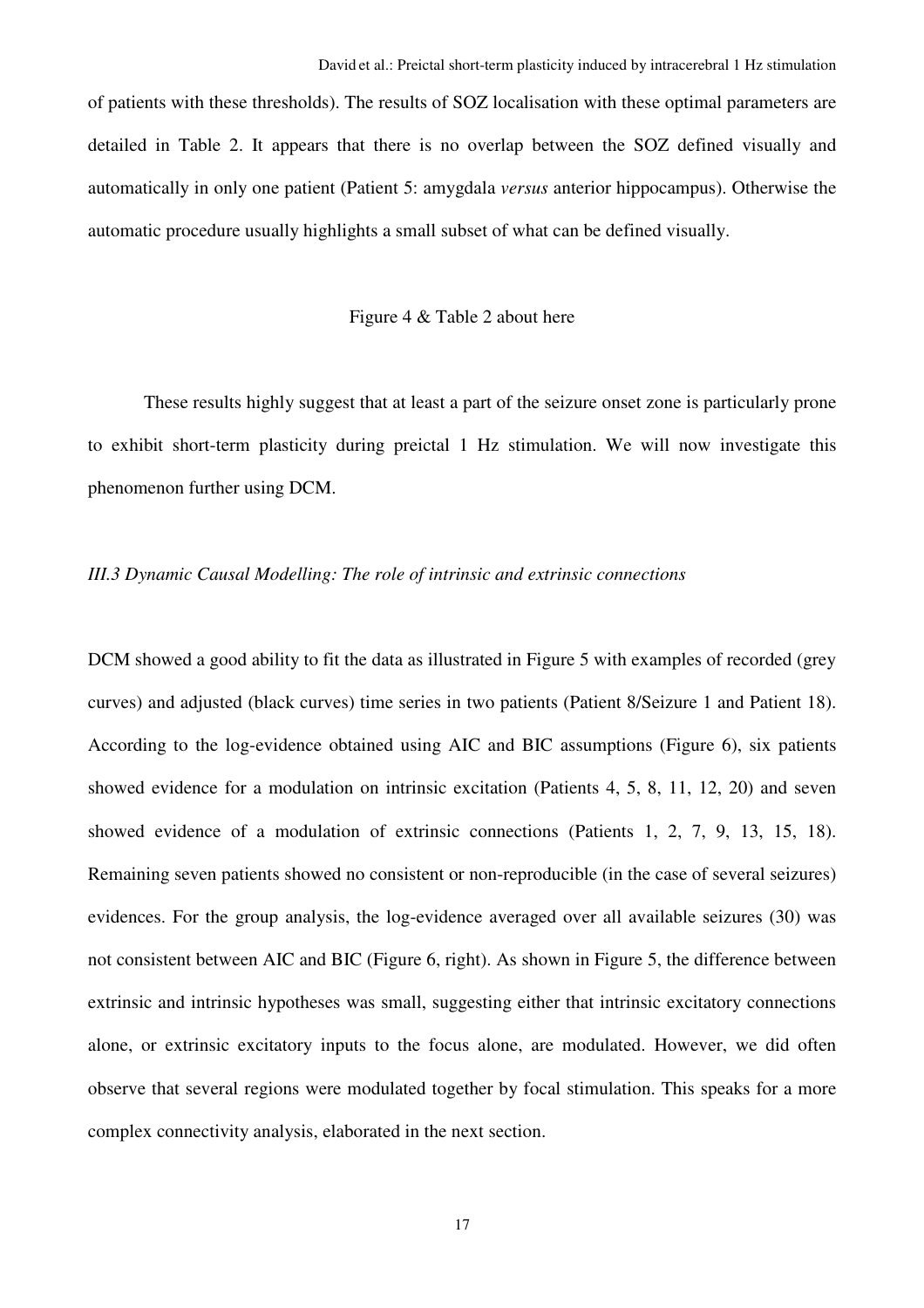of patients with these thresholds). The results of SOZ localisation with these optimal parameters are detailed in Table 2. It appears that there is no overlap between the SOZ defined visually and automatically in only one patient (Patient 5: amygdala *versus* anterior hippocampus). Otherwise the automatic procedure usually highlights a small subset of what can be defined visually.

Figure 4 & Table 2 about here

These results highly suggest that at least a part of the seizure onset zone is particularly prone to exhibit short-term plasticity during preictal 1 Hz stimulation. We will now investigate this phenomenon further using DCM.

### *III.3 Dynamic Causal Modelling: The role of intrinsic and extrinsic connections*

DCM showed a good ability to fit the data as illustrated in Figure 5 with examples of recorded (grey curves) and adjusted (black curves) time series in two patients (Patient 8/Seizure 1 and Patient 18). According to the log-evidence obtained using AIC and BIC assumptions (Figure 6), six patients showed evidence for a modulation on intrinsic excitation (Patients 4, 5, 8, 11, 12, 20) and seven showed evidence of a modulation of extrinsic connections (Patients 1, 2, 7, 9, 13, 15, 18). Remaining seven patients showed no consistent or non-reproducible (in the case of several seizures) evidences. For the group analysis, the log-evidence averaged over all available seizures (30) was not consistent between AIC and BIC (Figure 6, right). As shown in Figure 5, the difference between extrinsic and intrinsic hypotheses was small, suggesting either that intrinsic excitatory connections alone, or extrinsic excitatory inputs to the focus alone, are modulated. However, we did often observe that several regions were modulated together by focal stimulation. This speaks for a more complex connectivity analysis, elaborated in the next section.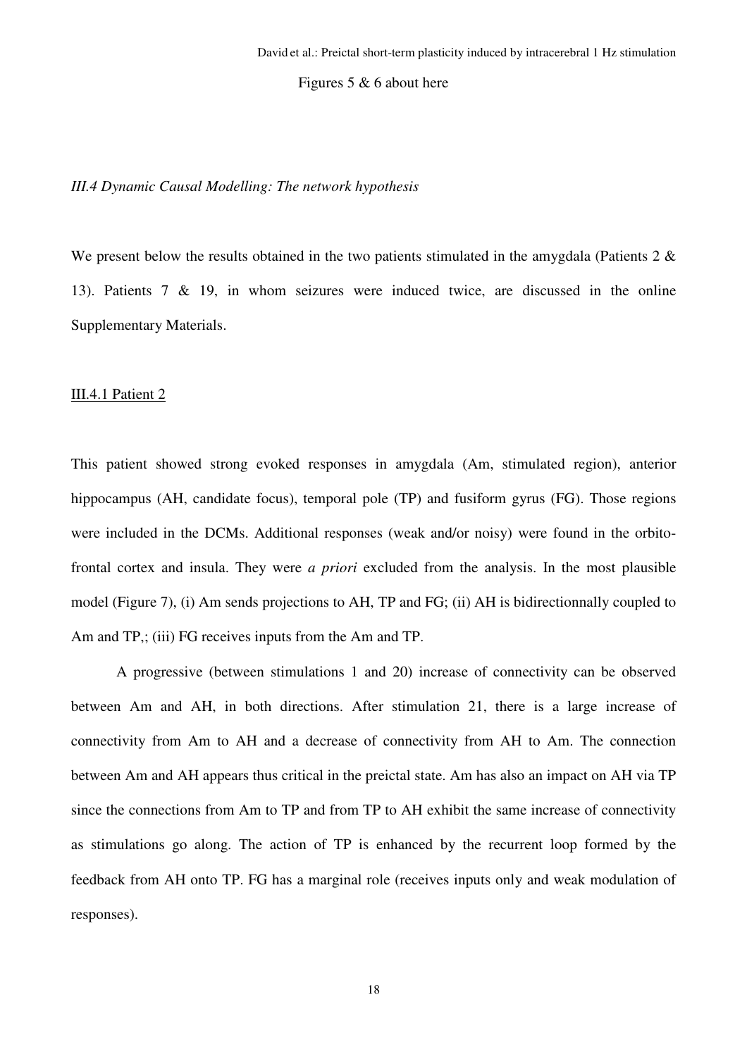Figures 5 & 6 about here

*III.4 Dynamic Causal Modelling: The network hypothesis*

We present below the results obtained in the two patients stimulated in the amygdala (Patients 2 & 13). Patients 7 & 19, in whom seizures were induced twice, are discussed in the online Supplementary Materials.

III.4.1 Patient 2

This patient showed strong evoked responses in amygdala (Am, stimulated region), anterior hippocampus (AH, candidate focus), temporal pole (TP) and fusiform gyrus (FG). Those regions were included in the DCMs. Additional responses (weak and/or noisy) were found in the orbito-frontal cortex and insula. They were *a priori* excluded from the analysis. In the most plausible model (Figure 7), (i) Am sends projections to AH, TP and FG; (ii) AH is bidirectionnally coupled to Am and TP,; (iii) FG receives inputs from the Am and TP.

A progressive (between stimulations 1 and 20) increase of connectivity can be observed between Am and AH, in both directions. After stimulation 21, there is a large increase of connectivity from Am to AH and a decrease of connectivity from AH to Am. The connection between Am and AH appears thus critical in the preictal state. Am has also an impact on AH via TP since the connections from Am to TP and from TP to AH exhibit the same increase of connectivity as stimulations go along. The action of TP is enhanced by the recurrent loop formed by the feedback from AH onto TP. FG has a marginal role (receives inputs only and weak modulation of responses).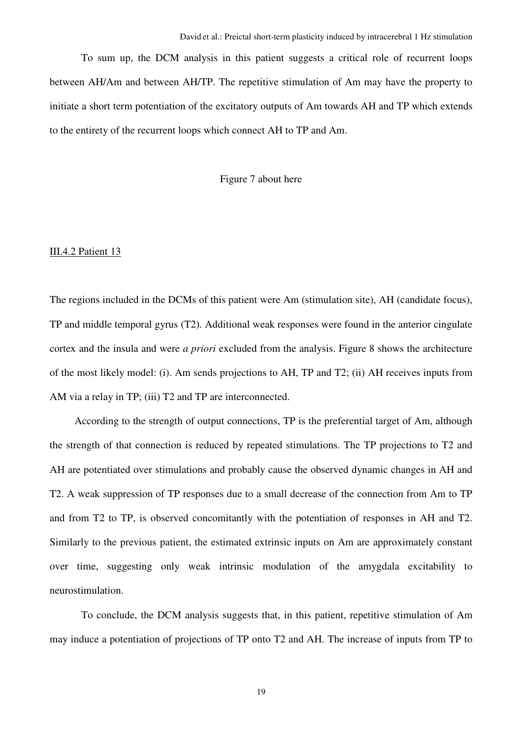To sum up, the DCM analysis in this patient suggests a critical role of recurrent loops between AH/Am and between AH/TP. The repetitive stimulation of Am may have the property to initiate a short term potentiation of the excitatory outputs of Am towards AH and TP which extends to the entirety of the recurrent loops which connect AH to TP and Am.

Figure 7 about here

### III.4.2 Patient 13

The regions included in the DCMs of this patient were Am (stimulation site), AH (candidate focus), TP and middle temporal gyrus (T2). Additional weak responses were found in the anterior cingulate cortex and the insula and were *a priori* excluded from the analysis. Figure 8 shows the architecture of the most likely model: (i). Am sends projections to AH, TP and T2; (ii) AH receives inputs from AM via a relay in TP; (iii) T2 and TP are interconnected.

According to the strength of output connections, TP is the preferential target of Am, although the strength of that connection is reduced by repeated stimulations. The TP projections to T2 and AH are potentiated over stimulations and probably cause the observed dynamic changes in AH and T2. A weak suppression of TP responses due to a small decrease of the connection from Am to TP and from T2 to TP, is observed concomitantly with the potentiation of responses in AH and T2. Similarly to the previous patient, the estimated extrinsic inputs on Am are approximately constant over time, suggesting only weak intrinsic modulation of the amygdala excitability to neurostimulation.

To conclude, the DCM analysis suggests that, in this patient, repetitive stimulation of Am may induce a potentiation of projections of TP onto T2 and AH. The increase of inputs from TP to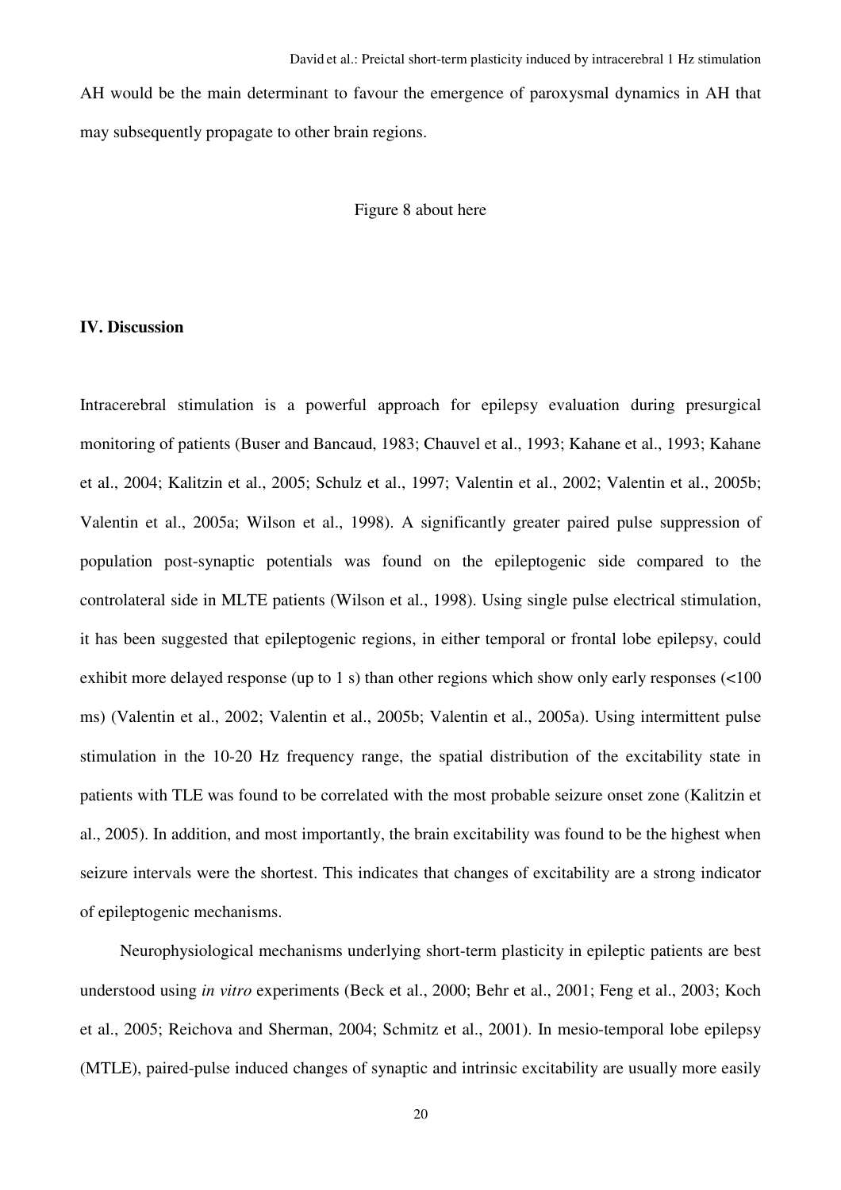AH would be the main determinant to favour the emergence of paroxysmal dynamics in AH that may subsequently propagate to other brain regions.

Figure 8 about here

## IV. Discussion

Intracerebral stimulation is a powerful approach for epilepsy evaluation during presurgical monitoring of patients (Buser and Bancaud, 1983; Chauvel et al., 1993; Kahane et al., 1993; Kahane et al., 2004; Kalitzin et al., 2005; Schulz et al., 1997; Valentin et al., 2002; Valentin et al., 2005b; Valentin et al., 2005a; Wilson et al., 1998). A significantly greater paired pulse suppression of population post-synaptic potentials was found on the epileptogenic side compared to the controlateral side in MLTE patients (Wilson et al., 1998). Using single pulse electrical stimulation, it has been suggested that epileptogenic regions, in either temporal or frontal lobe epilepsy, could exhibit more delayed response (up to 1 s) than other regions which show only early responses (<100 ms) (Valentin et al., 2002; Valentin et al., 2005b; Valentin et al., 2005a). Using intermittent pulse stimulation in the 10-20 Hz frequency range, the spatial distribution of the excitability state in patients with TLE was found to be correlated with the most probable seizure onset zone (Kalitzin et al., 2005). In addition, and most importantly, the brain excitability was found to be the highest when seizure intervals were the shortest. This indicates that changes of excitability are a strong indicator of epileptogenic mechanisms.

Neurophysiological mechanisms underlying short-term plasticity in epileptic patients are best understood using *in vitro* experiments (Beck et al., 2000; Behr et al., 2001; Feng et al., 2003; Koch et al., 2005; Reichova and Sherman, 2004; Schmitz et al., 2001). In mesio-temporal lobe epilepsy (MTLE), paired-pulse induced changes of synaptic and intrinsic excitability are usually more easily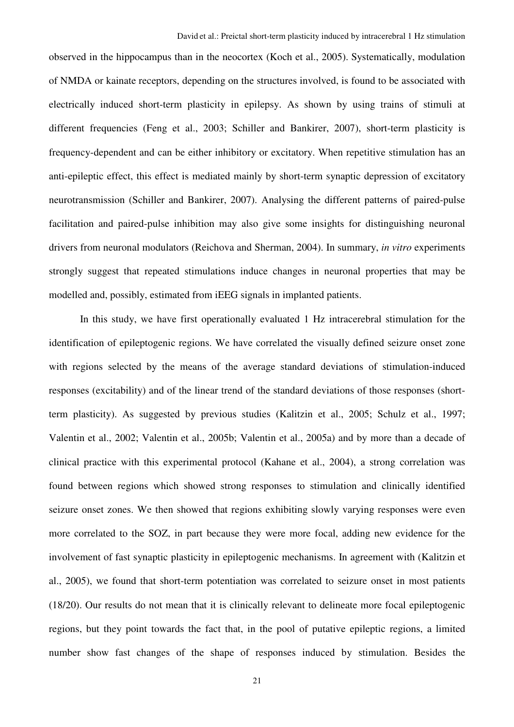observed in the hippocampus than in the neocortex (Koch et al., 2005). Systematically, modulation of NMDA or kainate receptors, depending on the structures involved, is found to be associated with electrically induced short-term plasticity in epilepsy. As shown by using trains of stimuli at different frequencies (Feng et al., 2003; Schiller and Bankirer, 2007), short-term plasticity is frequency-dependent and can be either inhibitory or excitatory. When repetitive stimulation has an anti-epileptic effect, this effect is mediated mainly by short-term synaptic depression of excitatory neurotransmission (Schiller and Bankirer, 2007). Analysing the different patterns of paired-pulse facilitation and paired-pulse inhibition may also give some insights for distinguishing neuronal drivers from neuronal modulators (Reichova and Sherman, 2004). In summary, *in vitro* experiments strongly suggest that repeated stimulations induce changes in neuronal properties that may be modelled and, possibly, estimated from iEEG signals in implanted patients.

In this study, we have first operationally evaluated 1 Hz intracerebral stimulation for the identification of epileptogenic regions. We have correlated the visually defined seizure onset zone with regions selected by the means of the average standard deviations of stimulation-induced responses (excitability) and of the linear trend of the standard deviations of those responses (short-term plasticity). As suggested by previous studies (Kalitzin et al., 2005; Schulz et al., 1997; Valentin et al., 2002; Valentin et al., 2005b; Valentin et al., 2005a) and by more than a decade of clinical practice with this experimental protocol (Kahane et al., 2004), a strong correlation was found between regions which showed strong responses to stimulation and clinically identified seizure onset zones. We then showed that regions exhibiting slowly varying responses were even more correlated to the SOZ, in part because they were more focal, adding new evidence for the involvement of fast synaptic plasticity in epileptogenic mechanisms. In agreement with (Kalitzin et al., 2005), we found that short-term potentiation was correlated to seizure onset in most patients (18/20). Our results do not mean that it is clinically relevant to delineate more focal epileptogenic regions, but they point towards the fact that, in the pool of putative epileptic regions, a limited number show fast changes of the shape of responses induced by stimulation. Besides the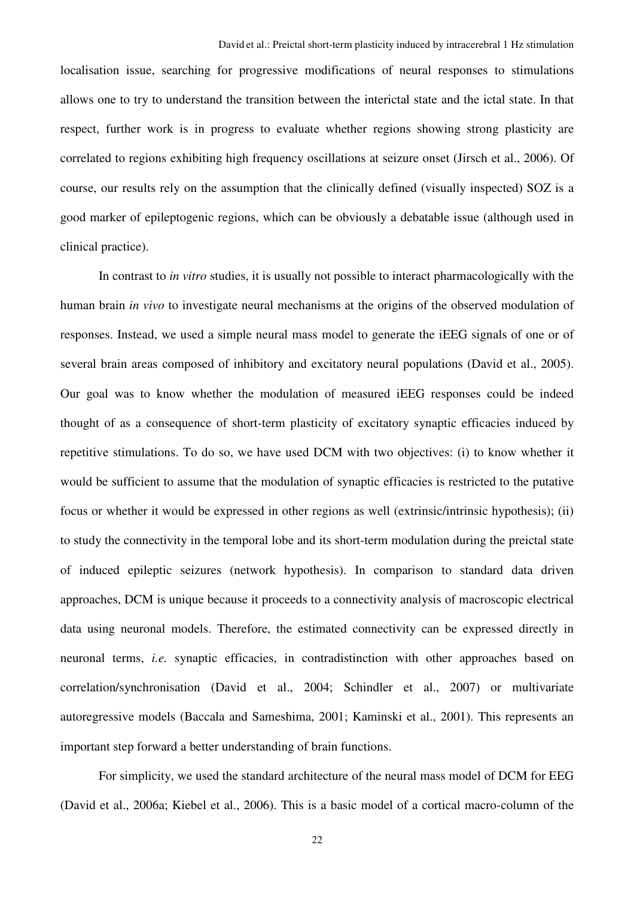localisation issue, searching for progressive modifications of neural responses to stimulations allows one to try to understand the transition between the interictal state and the ictal state. In that respect, further work is in progress to evaluate whether regions showing strong plasticity are correlated to regions exhibiting high frequency oscillations at seizure onset (Jirsch et al., 2006). Of course, our results rely on the assumption that the clinically defined (visually inspected) SOZ is a good marker of epileptogenic regions, which can be obviously a debatable issue (although used in clinical practice).

In contrast to *in vitro* studies, it is usually not possible to interact pharmacologically with the human brain *in vivo* to investigate neural mechanisms at the origins of the observed modulation of responses. Instead, we used a simple neural mass model to generate the iEEG signals of one or of several brain areas composed of inhibitory and excitatory neural populations (David et al., 2005). Our goal was to know whether the modulation of measured iEEG responses could be indeed thought of as a consequence of short-term plasticity of excitatory synaptic efficacies induced by repetitive stimulations. To do so, we have used DCM with two objectives: (i) to know whether it would be sufficient to assume that the modulation of synaptic efficacies is restricted to the putative focus or whether it would be expressed in other regions as well (extrinsic/intrinsic hypothesis); (ii) to study the connectivity in the temporal lobe and its short-term modulation during the preictal state of induced epileptic seizures (network hypothesis). In comparison to standard data driven approaches, DCM is unique because it proceeds to a connectivity analysis of macroscopic electrical data using neuronal models. Therefore, the estimated connectivity can be expressed directly in neuronal terms, *i.e.* synaptic efficacies, in contradistinction with other approaches based on correlation/synchronisation (David et al., 2004; Schindler et al., 2007) or multivariate autoregressive models (Baccala and Sameshima, 2001; Kaminski et al., 2001). This represents an important step forward a better understanding of brain functions.

For simplicity, we used the standard architecture of the neural mass model of DCM for EEG (David et al., 2006a; Kiebel et al., 2006). This is a basic model of a cortical macro-column of the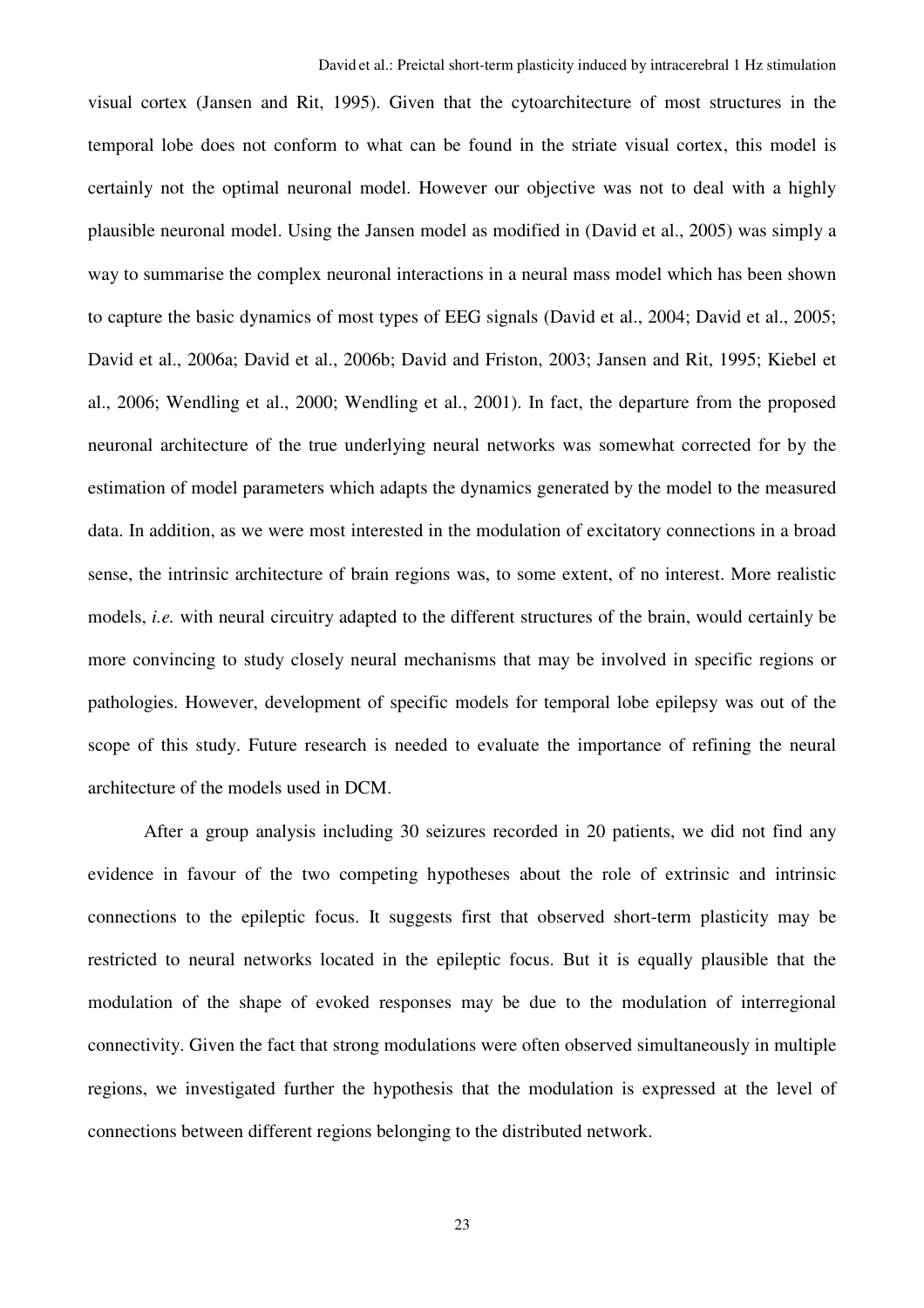visual cortex (Jansen and Rit, 1995). Given that the cytoarchitecture of most structures in the temporal lobe does not conform to what can be found in the striate visual cortex, this model is certainly not the optimal neuronal model. However our objective was not to deal with a highly plausible neuronal model. Using the Jansen model as modified in (David et al., 2005) was simply a way to summarise the complex neuronal interactions in a neural mass model which has been shown to capture the basic dynamics of most types of EEG signals (David et al., 2004; David et al., 2005; David et al., 2006a; David et al., 2006b; David and Friston, 2003; Jansen and Rit, 1995; Kiebel et al., 2006; Wendling et al., 2000; Wendling et al., 2001). In fact, the departure from the proposed neuronal architecture of the true underlying neural networks was somewhat corrected for by the estimation of model parameters which adapts the dynamics generated by the model to the measured data. In addition, as we were most interested in the modulation of excitatory connections in a broad sense, the intrinsic architecture of brain regions was, to some extent, of no interest. More realistic models, *i.e.* with neural circuitry adapted to the different structures of the brain, would certainly be more convincing to study closely neural mechanisms that may be involved in specific regions or pathologies. However, development of specific models for temporal lobe epilepsy was out of the scope of this study. Future research is needed to evaluate the importance of refining the neural architecture of the models used in DCM.

After a group analysis including 30 seizures recorded in 20 patients, we did not find any evidence in favour of the two competing hypotheses about the role of extrinsic and intrinsic connections to the epileptic focus. It suggests first that observed short-term plasticity may be restricted to neural networks located in the epileptic focus. But it is equally plausible that the modulation of the shape of evoked responses may be due to the modulation of interregional connectivity. Given the fact that strong modulations were often observed simultaneously in multiple regions, we investigated further the hypothesis that the modulation is expressed at the level of connections between different regions belonging to the distributed network.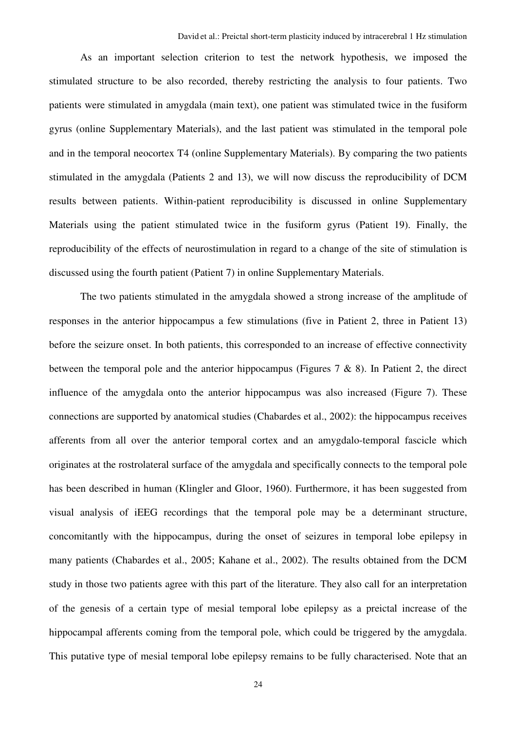As an important selection criterion to test the network hypothesis, we imposed the stimulated structure to be also recorded, thereby restricting the analysis to four patients. Two patients were stimulated in amygdala (main text), one patient was stimulated twice in the fusiform gyrus (online Supplementary Materials), and the last patient was stimulated in the temporal pole and in the temporal neocortex T4 (online Supplementary Materials). By comparing the two patients stimulated in the amygdala (Patients 2 and 13), we will now discuss the reproducibility of DCM results between patients. Within-patient reproducibility is discussed in online Supplementary Materials using the patient stimulated twice in the fusiform gyrus (Patient 19). Finally, the reproducibility of the effects of neurostimulation in regard to a change of the site of stimulation is discussed using the fourth patient (Patient 7) in online Supplementary Materials.

The two patients stimulated in the amygdala showed a strong increase of the amplitude of responses in the anterior hippocampus a few stimulations (five in Patient 2, three in Patient 13) before the seizure onset. In both patients, this corresponded to an increase of effective connectivity between the temporal pole and the anterior hippocampus (Figures 7 & 8). In Patient 2, the direct influence of the amygdala onto the anterior hippocampus was also increased (Figure 7). These connections are supported by anatomical studies (Chabardes et al., 2002): the hippocampus receives afferents from all over the anterior temporal cortex and an amygdalo-temporal fascicle which originates at the rostrolateral surface of the amygdala and specifically connects to the temporal pole has been described in human (Klingler and Gloor, 1960). Furthermore, it has been suggested from visual analysis of iEEG recordings that the temporal pole may be a determinant structure, concomitantly with the hippocampus, during the onset of seizures in temporal lobe epilepsy in many patients (Chabardes et al., 2005; Kahane et al., 2002). The results obtained from the DCM study in those two patients agree with this part of the literature. They also call for an interpretation of the genesis of a certain type of mesial temporal lobe epilepsy as a preictal increase of the hippocampal afferents coming from the temporal pole, which could be triggered by the amygdala. This putative type of mesial temporal lobe epilepsy remains to be fully characterised. Note that an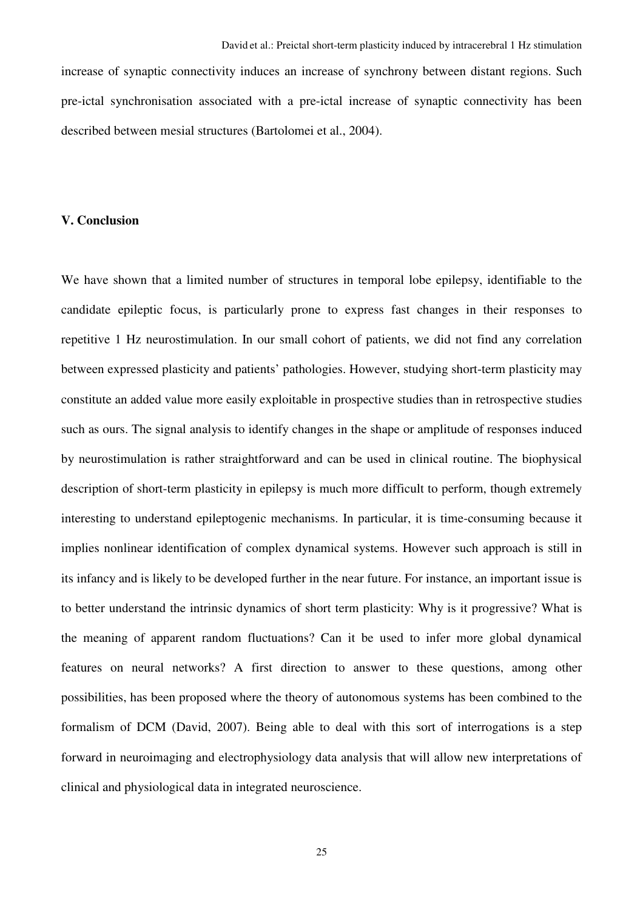increase of synaptic connectivity induces an increase of synchrony between distant regions. Such pre-ictal synchronisation associated with a pre-ictal increase of synaptic connectivity has been described between mesial structures (Bartolomei et al., 2004).

## V. Conclusion

We have shown that a limited number of structures in temporal lobe epilepsy, identifiable to the candidate epileptic focus, is particularly prone to express fast changes in their responses to repetitive 1 Hz neurostimulation. In our small cohort of patients, we did not find any correlation between expressed plasticity and patients' pathologies. However, studying short-term plasticity may constitute an added value more easily exploitable in prospective studies than in retrospective studies such as ours. The signal analysis to identify changes in the shape or amplitude of responses induced by neurostimulation is rather straightforward and can be used in clinical routine. The biophysical description of short-term plasticity in epilepsy is much more difficult to perform, though extremely interesting to understand epileptogenic mechanisms. In particular, it is time-consuming because it implies nonlinear identification of complex dynamical systems. However such approach is still in its infancy and is likely to be developed further in the near future. For instance, an important issue is to better understand the intrinsic dynamics of short term plasticity: Why is it progressive? What is the meaning of apparent random fluctuations? Can it be used to infer more global dynamical features on neural networks? A first direction to answer to these questions, among other possibilities, has been proposed where the theory of autonomous systems has been combined to the formalism of DCM (David, 2007). Being able to deal with this sort of interrogations is a step forward in neuroimaging and electrophysiology data analysis that will allow new interpretations of clinical and physiological data in integrated neuroscience.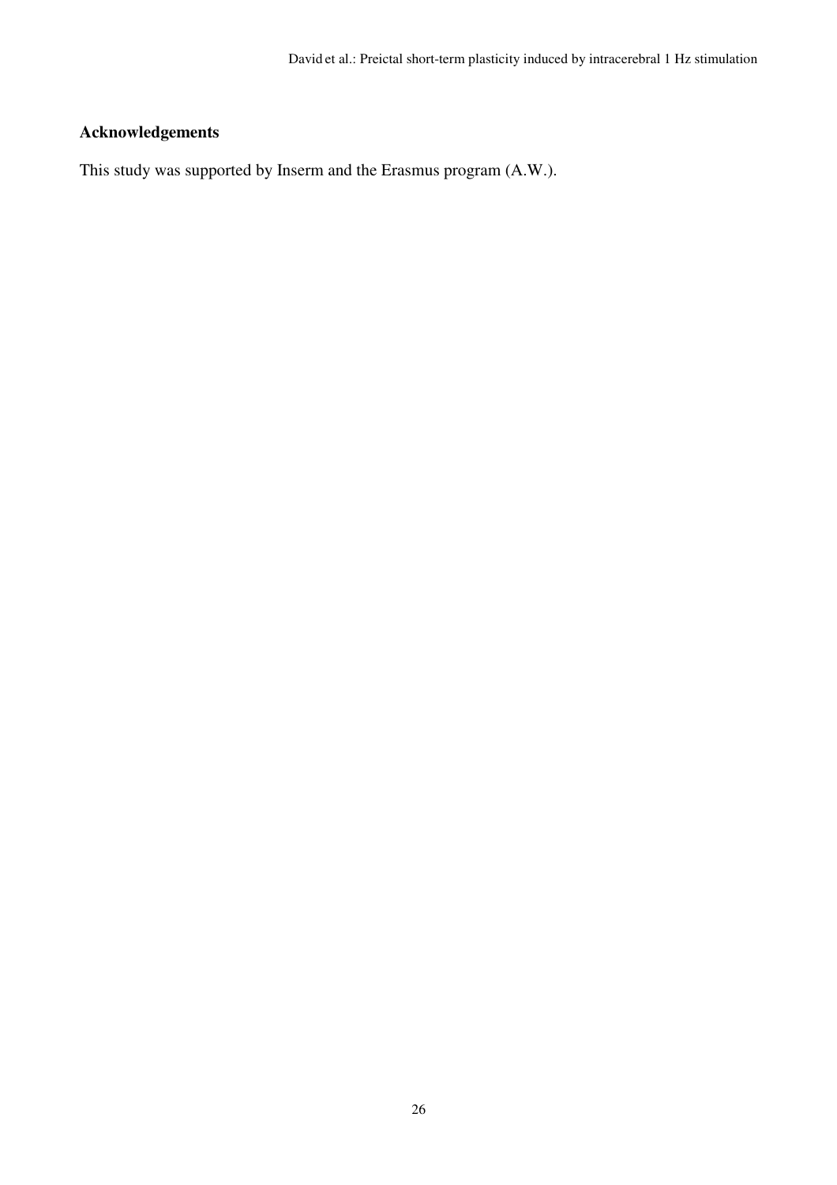## Acknowledgements

This study was supported by Inserm and the Erasmus program (A.W.).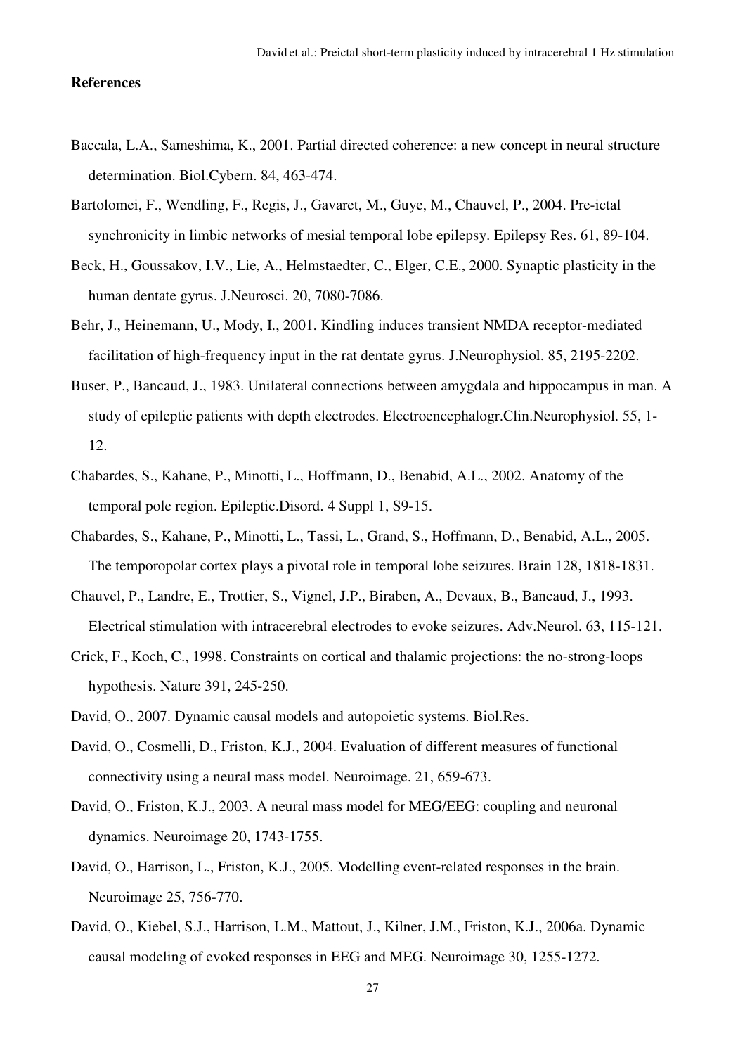**References**

Baccala, L.A., Sameshima, K., 2001. Partial directed coherence: a new concept in neural structure determination. Biol.Cybern. 84, 463-474.

Bartolomei, F., Wendling, F., Regis, J., Gavaret, M., Guye, M., Chauvel, P., 2004. Pre-ictal synchronicity in limbic networks of mesial temporal lobe epilepsy. Epilepsy Res. 61, 89-104.

Beck, H., Goussakov, I.V., Lie, A., Helmstaedter, C., Elger, C.E., 2000. Synaptic plasticity in the human dentate gyrus. J.Neurosci. 20, 7080-7086.

Behr, J., Heinemann, U., Mody, I., 2001. Kindling induces transient NMDA receptor-mediated facilitation of high-frequency input in the rat dentate gyrus. J.Neurophysiol. 85, 2195-2202.

Buser, P., Bancaud, J., 1983. Unilateral connections between amygdala and hippocampus in man. A study of epileptic patients with depth electrodes. Electroencephalogr.Clin.Neurophysiol. 55, 1-12.

Chabardes, S., Kahane, P., Minotti, L., Hoffmann, D., Benabid, A.L., 2002. Anatomy of the temporal pole region. Epileptic.Disord. 4 Suppl 1, S9-15.

Chabardes, S., Kahane, P., Minotti, L., Tassi, L., Grand, S., Hoffmann, D., Benabid, A.L., 2005. The temporopolar cortex plays a pivotal role in temporal lobe seizures. Brain 128, 1818-1831.

Chauvel, P., Landre, E., Trottier, S., Vignel, J.P., Biraben, A., Devaux, B., Bancaud, J., 1993. Electrical stimulation with intracerebral electrodes to evoke seizures. Adv.Neurol. 63, 115-121.

Crick, F., Koch, C., 1998. Constraints on cortical and thalamic projections: the no-strong-loops hypothesis. Nature 391, 245-250.

David, O., 2007. Dynamic causal models and autopoietic systems. Biol.Res.

David, O., Cosmelli, D., Friston, K.J., 2004. Evaluation of different measures of functional connectivity using a neural mass model. Neuroimage. 21, 659-673.

David, O., Friston, K.J., 2003. A neural mass model for MEG/EEG: coupling and neuronal dynamics. Neuroimage 20, 1743-1755.

David, O., Harrison, L., Friston, K.J., 2005. Modelling event-related responses in the brain. Neuroimage 25, 756-770.

David, O., Kiebel, S.J., Harrison, L.M., Mattout, J., Kilner, J.M., Friston, K.J., 2006a. Dynamic causal modeling of evoked responses in EEG and MEG. Neuroimage 30, 1255-1272.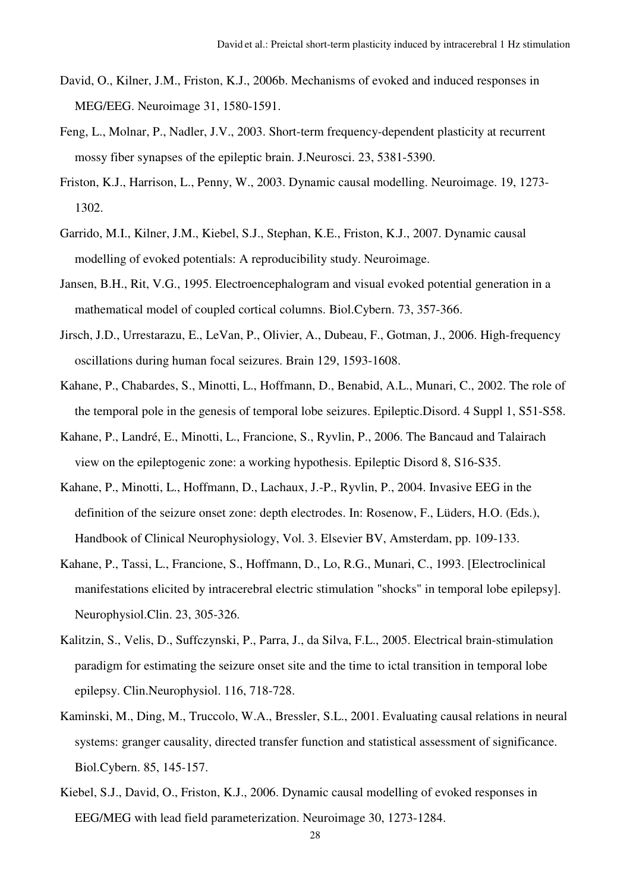David, O., Kilner, J.M., Friston, K.J., 2006b. Mechanisms of evoked and induced responses in MEG/EEG. Neuroimage 31, 1580-1591.

Feng, L., Molnar, P., Nadler, J.V., 2003. Short-term frequency-dependent plasticity at recurrent mossy fiber synapses of the epileptic brain. J.Neurosci. 23, 5381-5390.

Friston, K.J., Harrison, L., Penny, W., 2003. Dynamic causal modelling. Neuroimage. 19, 1273-1302.

Garrido, M.I., Kilner, J.M., Kiebel, S.J., Stephan, K.E., Friston, K.J., 2007. Dynamic causal modelling of evoked potentials: A reproducibility study. Neuroimage.

Jansen, B.H., Rit, V.G., 1995. Electroencephalogram and visual evoked potential generation in a mathematical model of coupled cortical columns. Biol.Cybern. 73, 357-366.

Jirsch, J.D., Urrestarazu, E., LeVan, P., Olivier, A., Dubeau, F., Gotman, J., 2006. High-frequency oscillations during human focal seizures. Brain 129, 1593-1608.

Kahane, P., Chabardes, S., Minotti, L., Hoffmann, D., Benabid, A.L., Munari, C., 2002. The role of the temporal pole in the genesis of temporal lobe seizures. Epileptic.Disord. 4 Suppl 1, S51-S58.

Kahane, P., Landré, E., Minotti, L., Francione, S., Ryvlin, P., 2006. The Bancaud and Talairach view on the epileptogenic zone: a working hypothesis. Epileptic Disord 8, S16-S35.

Kahane, P., Minotti, L., Hoffmann, D., Lachaux, J.-P., Ryvlin, P., 2004. Invasive EEG in the definition of the seizure onset zone: depth electrodes. In: Rosenow, F., Lüders, H.O. (Eds.), Handbook of Clinical Neurophysiology, Vol. 3. Elsevier BV, Amsterdam, pp. 109-133.

Kahane, P., Tassi, L., Francione, S., Hoffmann, D., Lo, R.G., Munari, C., 1993. [Electroclinical manifestations elicited by intracerebral electric stimulation "shocks" in temporal lobe epilepsy]. Neurophysiol.Clin. 23, 305-326.

Kalitzin, S., Velis, D., Suffczynski, P., Parra, J., da Silva, F.L., 2005. Electrical brain-stimulation paradigm for estimating the seizure onset site and the time to ictal transition in temporal lobe epilepsy. Clin.Neurophysiol. 116, 718-728.

Kaminski, M., Ding, M., Truccolo, W.A., Bressler, S.L., 2001. Evaluating causal relations in neural systems: granger causality, directed transfer function and statistical assessment of significance. Biol.Cybern. 85, 145-157.

Kiebel, S.J., David, O., Friston, K.J., 2006. Dynamic causal modelling of evoked responses in EEG/MEG with lead field parameterization. Neuroimage 30, 1273-1284.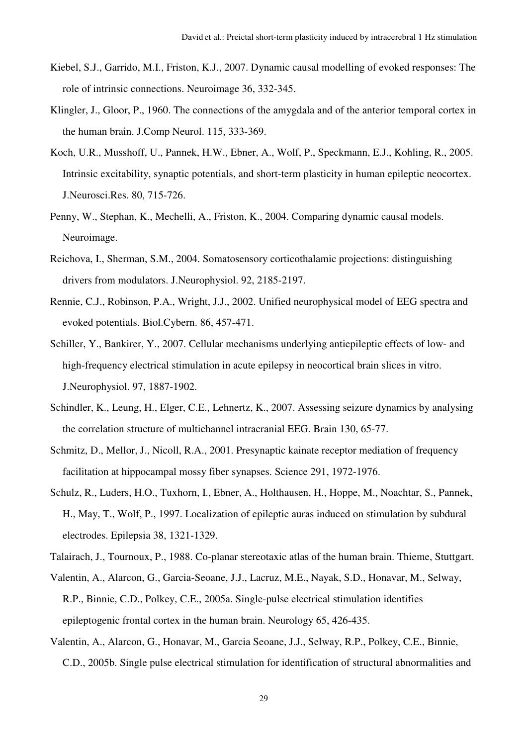Kiebel, S.J., Garrido, M.I., Friston, K.J., 2007. Dynamic causal modelling of evoked responses: The role of intrinsic connections. Neuroimage 36, 332-345.

Klingler, J., Gloor, P., 1960. The connections of the amygdala and of the anterior temporal cortex in the human brain. J.Comp Neurol. 115, 333-369.

Koch, U.R., Musshoff, U., Pannek, H.W., Ebner, A., Wolf, P., Speckmann, E.J., Kohling, R., 2005. Intrinsic excitability, synaptic potentials, and short-term plasticity in human epileptic neocortex. J.Neurosci.Res. 80, 715-726.

Penny, W., Stephan, K., Mechelli, A., Friston, K., 2004. Comparing dynamic causal models. Neuroimage.

Reichova, I., Sherman, S.M., 2004. Somatosensory corticothalamic projections: distinguishing drivers from modulators. J.Neurophysiol. 92, 2185-2197.

Rennie, C.J., Robinson, P.A., Wright, J.J., 2002. Unified neurophysical model of EEG spectra and evoked potentials. Biol.Cybern. 86, 457-471.

Schiller, Y., Bankirer, Y., 2007. Cellular mechanisms underlying antiepileptic effects of low- and high-frequency electrical stimulation in acute epilepsy in neocortical brain slices in vitro. J.Neurophysiol. 97, 1887-1902.

Schindler, K., Leung, H., Elger, C.E., Lehnertz, K., 2007. Assessing seizure dynamics by analysing the correlation structure of multichannel intracranial EEG. Brain 130, 65-77.

Schmitz, D., Mellor, J., Nicoll, R.A., 2001. Presynaptic kainate receptor mediation of frequency facilitation at hippocampal mossy fiber synapses. Science 291, 1972-1976.

Schulz, R., Luders, H.O., Tuxhorn, I., Ebner, A., Holthausen, H., Hoppe, M., Noachtar, S., Pannek, H., May, T., Wolf, P., 1997. Localization of epileptic auras induced on stimulation by subdural electrodes. Epilepsia 38, 1321-1329.

Talairach, J., Tournoux, P., 1988. Co-planar stereotaxic atlas of the human brain. Thieme, Stuttgart.

Valentin, A., Alarcon, G., Garcia-Seoane, J.J., Lacruz, M.E., Nayak, S.D., Honavar, M., Selway, R.P., Binnie, C.D., Polkey, C.E., 2005a. Single-pulse electrical stimulation identifies epileptogenic frontal cortex in the human brain. Neurology 65, 426-435.

Valentin, A., Alarcon, G., Honavar, M., Garcia Seoane, J.J., Selway, R.P., Polkey, C.E., Binnie, C.D., 2005b. Single pulse electrical stimulation for identification of structural abnormalities and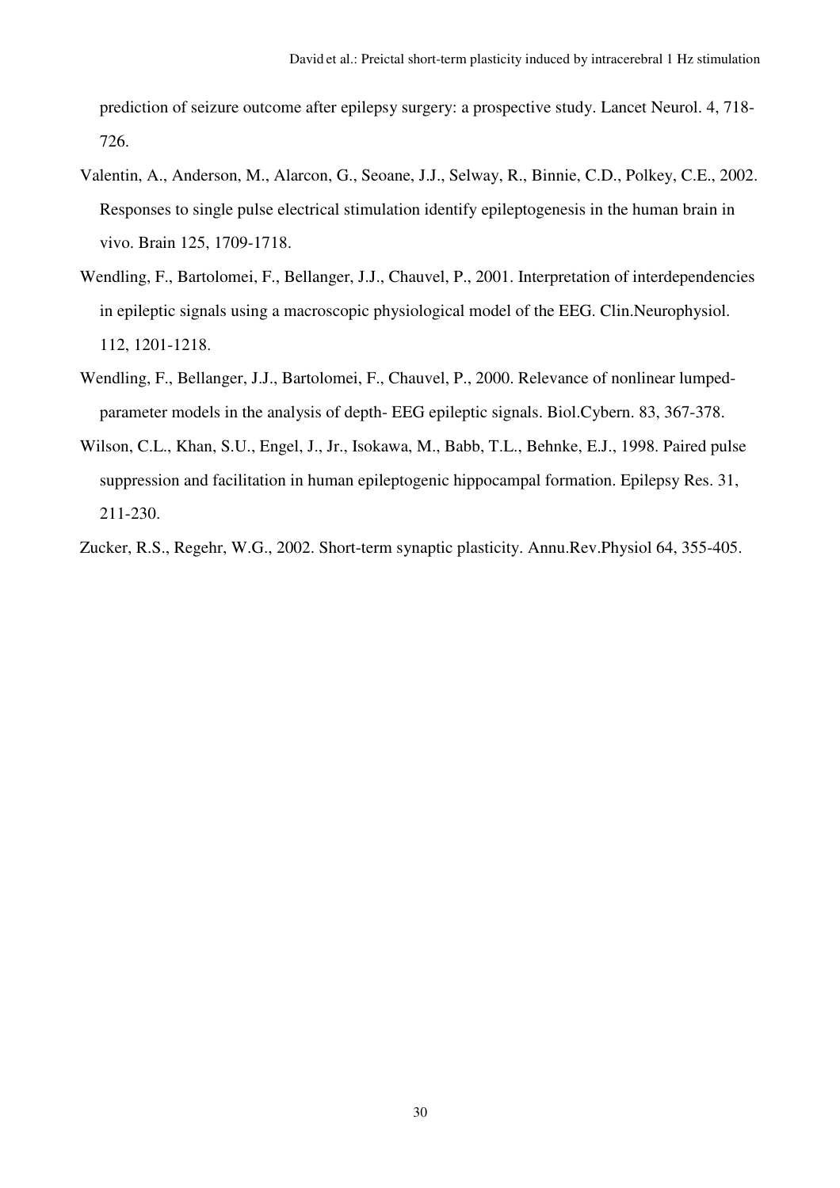prediction of seizure outcome after epilepsy surgery: a prospective study. Lancet Neurol. 4, 718-726.

Valentin, A., Anderson, M., Alarcon, G., Seoane, J.J., Selway, R., Binnie, C.D., Polkey, C.E., 2002. Responses to single pulse electrical stimulation identify epileptogenesis in the human brain in vivo. Brain 125, 1709-1718.

Wendling, F., Bartolomei, F., Bellanger, J.J., Chauvel, P., 2001. Interpretation of interdependencies in epileptic signals using a macroscopic physiological model of the EEG. Clin.Neurophysiol. 112, 1201-1218.

Wendling, F., Bellanger, J.J., Bartolomei, F., Chauvel, P., 2000. Relevance of nonlinear lumped-parameter models in the analysis of depth- EEG epileptic signals. Biol.Cybern. 83, 367-378.

Wilson, C.L., Khan, S.U., Engel, J., Jr., Isokawa, M., Babb, T.L., Behnke, E.J., 1998. Paired pulse suppression and facilitation in human epileptogenic hippocampal formation. Epilepsy Res. 31, 211-230.

Zucker, R.S., Regehr, W.G., 2002. Short-term synaptic plasticity. Annu.Rev.Physiol 64, 355-405.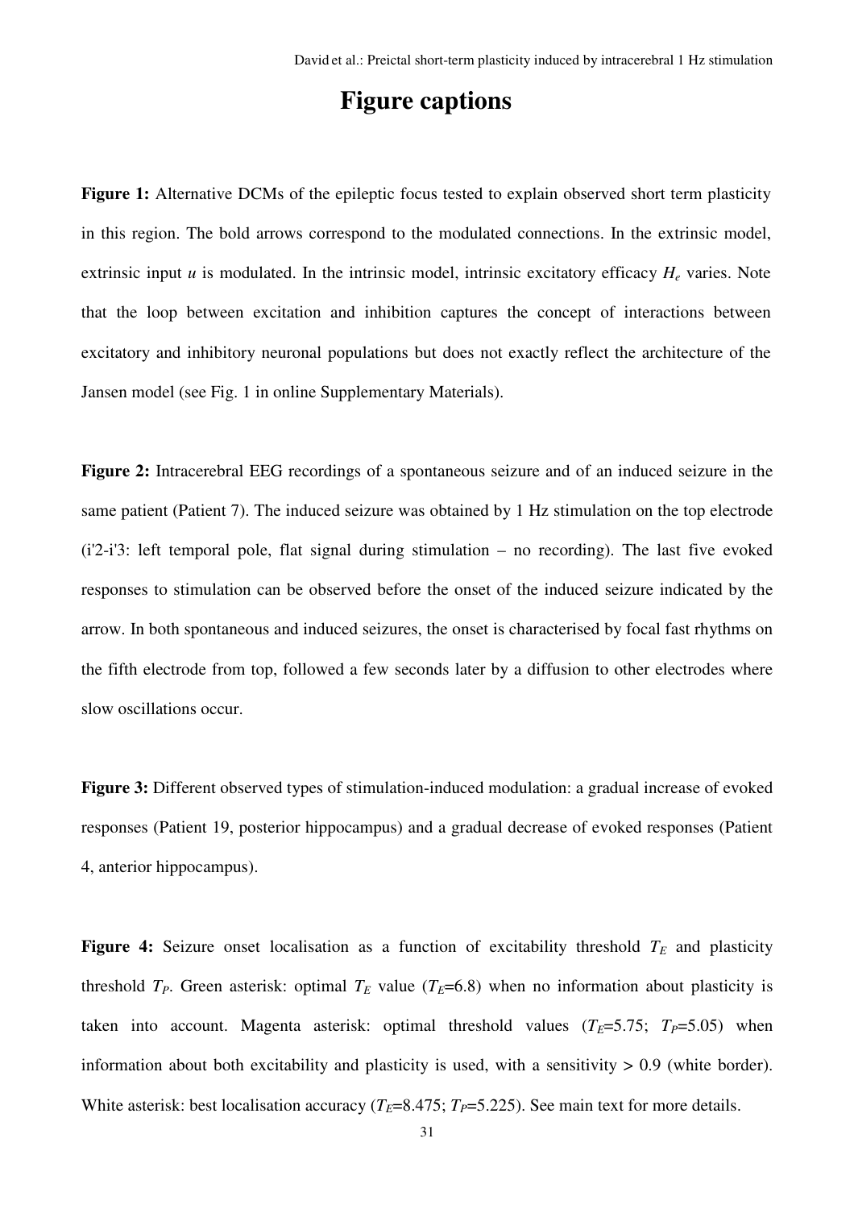# Figure captions

**Figure 1:** Alternative DCMs of the epileptic focus tested to explain observed short term plasticity in this region. The bold arrows correspond to the modulated connections. In the extrinsic model, extrinsic input $u$ is modulated. In the intrinsic model, intrinsic excitatory efficacy $H_e$ varies. Note that the loop between excitation and inhibition captures the concept of interactions between excitatory and inhibitory neuronal populations but does not exactly reflect the architecture of the Jansen model (see Fig. 1 in online Supplementary Materials).

**Figure 2:** Intracerebral EEG recordings of a spontaneous seizure and of an induced seizure in the same patient (Patient 7). The induced seizure was obtained by 1 Hz stimulation on the top electrode (i'2-i'3: left temporal pole, flat signal during stimulation – no recording). The last five evoked responses to stimulation can be observed before the onset of the induced seizure indicated by the arrow. In both spontaneous and induced seizures, the onset is characterised by focal fast rhythms on the fifth electrode from top, followed a few seconds later by a diffusion to other electrodes where slow oscillations occur.

**Figure 3:** Different observed types of stimulation-induced modulation: a gradual increase of evoked responses (Patient 19, posterior hippocampus) and a gradual decrease of evoked responses (Patient 4, anterior hippocampus).

**Figure 4:** Seizure onset localisation as a function of excitability threshold $T_E$ and plasticity threshold $T_P$. Green asterisk: optimal $T_E$ value ($T_E$=6.8) when no information about plasticity is taken into account. Magenta asterisk: optimal threshold values ($T_E$=5.75; $T_P$=5.05) when information about both excitability and plasticity is used, with a sensitivity > 0.9 (white border). White asterisk: best localisation accuracy ($T_E$=8.475; $T_P$=5.225). See main text for more details.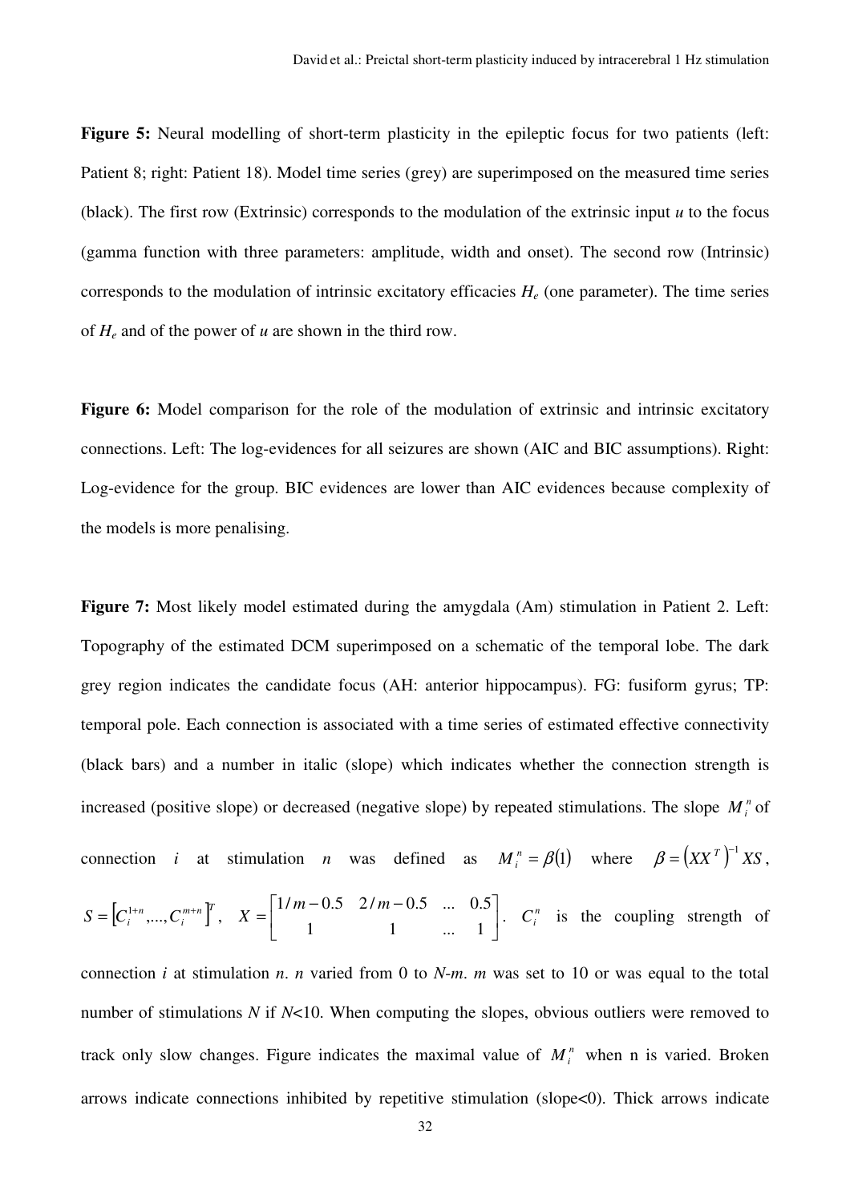**Figure 5:** Neural modelling of short-term plasticity in the epileptic focus for two patients (left: Patient 8; right: Patient 18). Model time series (grey) are superimposed on the measured time series (black). The first row (Extrinsic) corresponds to the modulation of the extrinsic input *u* to the focus (gamma function with three parameters: amplitude, width and onset). The second row (Intrinsic) corresponds to the modulation of intrinsic excitatory efficacies $H_e$ (one parameter). The time series of $H_e$ and of the power of *u* are shown in the third row.

**Figure 6:** Model comparison for the role of the modulation of extrinsic and intrinsic excitatory connections. Left: The log-evidences for all seizures are shown (AIC and BIC assumptions). Right: Log-evidence for the group. BIC evidences are lower than AIC evidences because complexity of the models is more penalising.

**Figure 7:** Most likely model estimated during the amygdala (Am) stimulation in Patient 2. Left: Topography of the estimated DCM superimposed on a schematic of the temporal lobe. The dark grey region indicates the candidate focus (AH: anterior hippocampus). FG: fusiform gyrus; TP: temporal pole. Each connection is associated with a time series of estimated effective connectivity (black bars) and a number in italic (slope) which indicates whether the connection strength is increased (positive slope) or decreased (negative slope) by repeated stimulations. The slope $M_i^n$ of connection $i$ at stimulation $n$ was defined as $M_i^n = \beta(1)$ where $\beta = \left(XX^T\right)^{-1} XS$, $S = \left[C_i^{1+n}, ..., C_i^{m+n}\right]^T$, $X = \begin{bmatrix} 1/m - 0.5 & 2/m - 0.5 & ... & 0.5 \\ 1 & 1 & ... & 1 \end{bmatrix}$. $C_i^n$ is the coupling strength of connection $i$ at stimulation $n$. $n$ varied from 0 to $N$-$m$. $m$ was set to 10 or was equal to the total number of stimulations $N$ if $N$<10. When computing the slopes, obvious outliers were removed to track only slow changes. Figure indicates the maximal value of $M_i^n$ when n is varied. Broken arrows indicate connections inhibited by repetitive stimulation (slope<0). Thick arrows indicate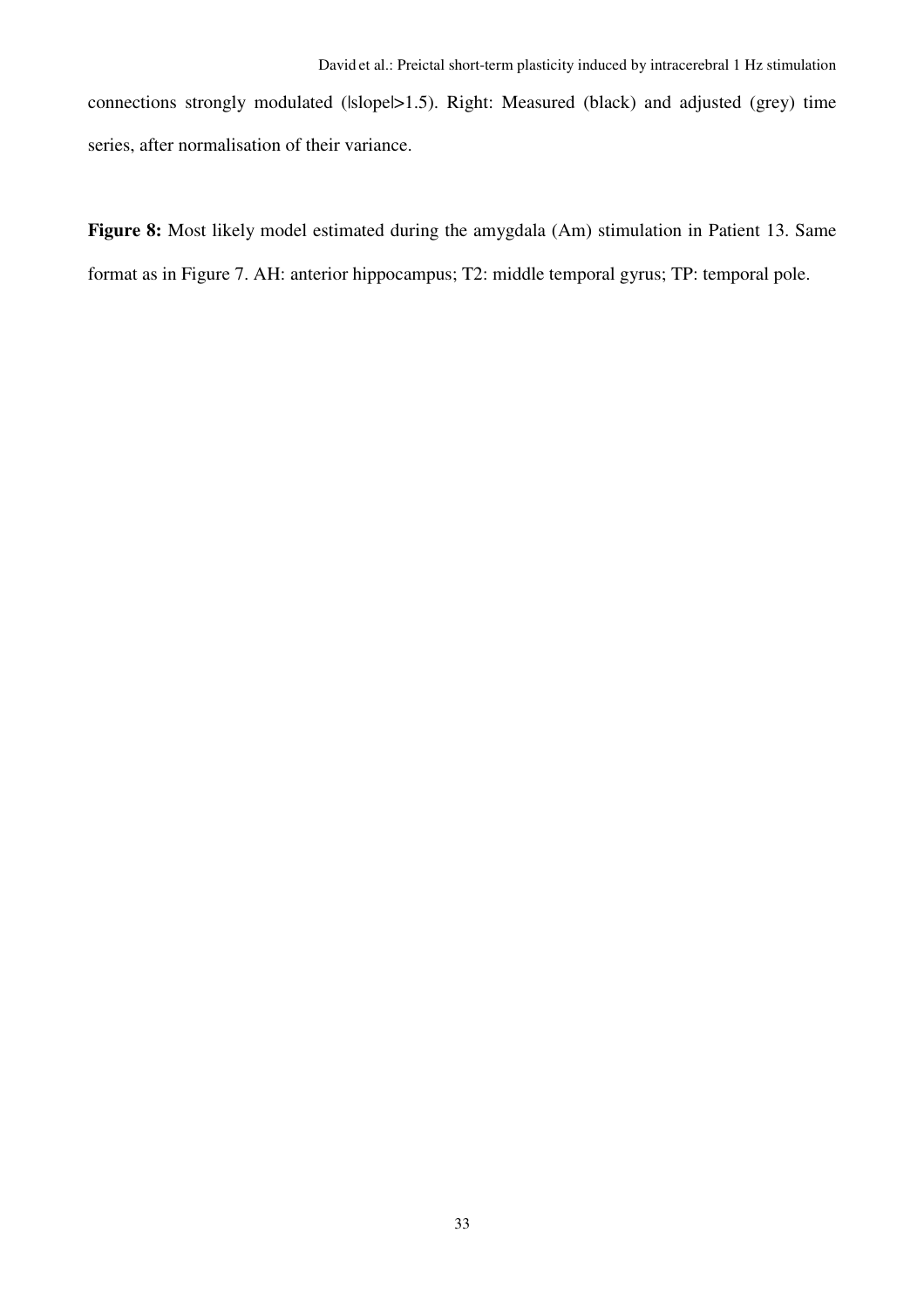connections strongly modulated (|slope|>1.5). Right: Measured (black) and adjusted (grey) time series, after normalisation of their variance.

**Figure 8:** Most likely model estimated during the amygdala (Am) stimulation in Patient 13. Same format as in Figure 7. AH: anterior hippocampus; T2: middle temporal gyrus; TP: temporal pole.